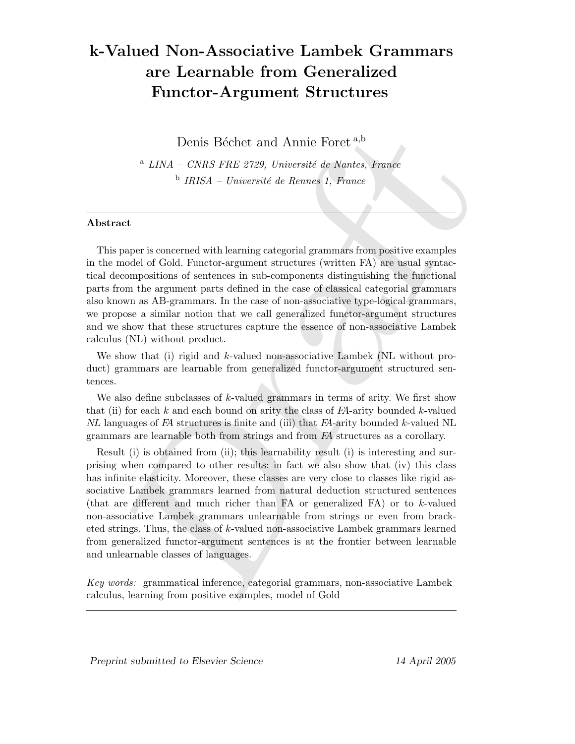# k-Valued Non-Associative Lambek Grammars are Learnable from Generalized Functor-Argument Structures

Denis Béchet and Annie Foret [a,b]

[a] *LINA – CNRS FRE 2729, Université de Nantes, France*

[b] *IRISA – Université de Rennes 1, France*

---

## Abstract

This paper is concerned with learning categorial grammars from positive examples in the model of Gold. Functor-argument structures (written FA) are usual syntactical decompositions of sentences in sub-components distinguishing the functional parts from the argument parts defined in the case of classical categorial grammars also known as AB-grammars. In the case of non-associative type-logical grammars, we propose a similar notion that we call generalized functor-argument structures and we show that these structures capture the essence of non-associative Lambek calculus (NL) without product.

We show that (i) rigid and $k$-valued non-associative Lambek (NL without product) grammars are learnable from generalized functor-argument structured sentences.

We also define subclasses of $k$-valued grammars in terms of arity. We first show that (ii) for each $k$ and each bound on arity the class of *FA*-arity bounded $k$-valued *NL* languages of *FA* structures is finite and (iii) that *FA*-arity bounded $k$-valued NL grammars are learnable both from strings and from *FA* structures as a corollary.

Result (i) is obtained from (ii); this learnability result (i) is interesting and surprising when compared to other results: in fact we also show that (iv) this class has infinite elasticity. Moreover, these classes are very close to classes like rigid associative Lambek grammars learned from natural deduction structured sentences (that are different and much richer than FA or generalized FA) or to $k$-valued non-associative Lambek grammars unlearnable from strings or even from bracketed strings. Thus, the class of $k$-valued non-associative Lambek grammars learned from generalized functor-argument sentences is at the frontier between learnable and unlearnable classes of languages.

*Key words:* grammatical inference, categorial grammars, non-associative Lambek calculus, learning from positive examples, model of Gold

---

*Preprint submitted to Elsevier Science* 14 April 2005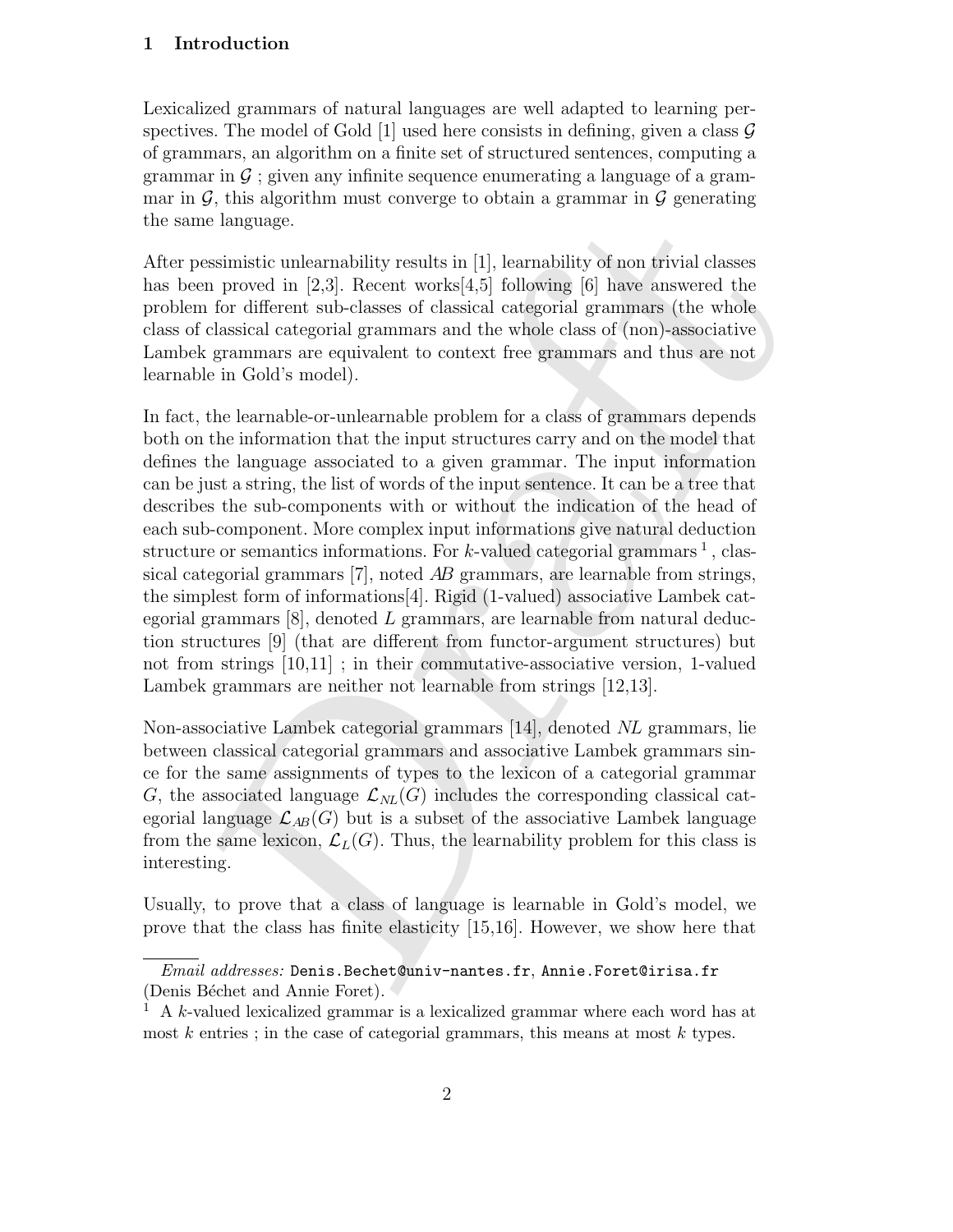## 1 Introduction

Lexicalized grammars of natural languages are well adapted to learning perspectives. The model of Gold [1] used here consists in defining, given a class $\mathcal{G}$ of grammars, an algorithm on a finite set of structured sentences, computing a grammar in $\mathcal{G}$ ; given any infinite sequence enumerating a language of a grammar in $\mathcal{G}$, this algorithm must converge to obtain a grammar in $\mathcal{G}$ generating the same language.

After pessimistic unlearnability results in [1], learnability of non trivial classes has been proved in [2,3]. Recent works[4,5] following [6] have answered the problem for different sub-classes of classical categorial grammars (the whole class of classical categorial grammars and the whole class of (non)-associative Lambek grammars are equivalent to context free grammars and thus are not learnable in Gold's model).

In fact, the learnable-or-unlearnable problem for a class of grammars depends both on the information that the input structures carry and on the model that defines the language associated to a given grammar. The input information can be just a string, the list of words of the input sentence. It can be a tree that describes the sub-components with or without the indication of the head of each sub-component. More complex input informations give natural deduction structure or semantics informations. For $k$-valued categorial grammars [1], classical categorial grammars [7], noted *AB* grammars, are learnable from strings, the simplest form of informations[4]. Rigid (1-valued) associative Lambek categorial grammars [8], denoted $L$ grammars, are learnable from natural deduction structures [9] (that are different from functor-argument structures) but not from strings [10,11] ; in their commutative-associative version, 1-valued Lambek grammars are neither not learnable from strings [12,13].

Non-associative Lambek categorial grammars [14], denoted *NL* grammars, lie between classical categorial grammars and associative Lambek grammars since for the same assignments of types to the lexicon of a categorial grammar $G$, the associated language $\mathcal{L}_{NL}(G)$ includes the corresponding classical categorial language $\mathcal{L}_{AB}(G)$ but is a subset of the associative Lambek language from the same lexicon, $\mathcal{L}_L(G)$. Thus, the learnability problem for this class is interesting.

Usually, to prove that a class of language is learnable in Gold's model, we prove that the class has finite elasticity [15,16]. However, we show here that

---

*Email addresses:* Denis.Bechet@univ-nantes.fr, Annie.Foret@irisa.fr (Denis Béchet and Annie Foret).

[1] A $k$-valued lexicalized grammar is a lexicalized grammar where each word has at most $k$ entries ; in the case of categorial grammars, this means at most $k$ types.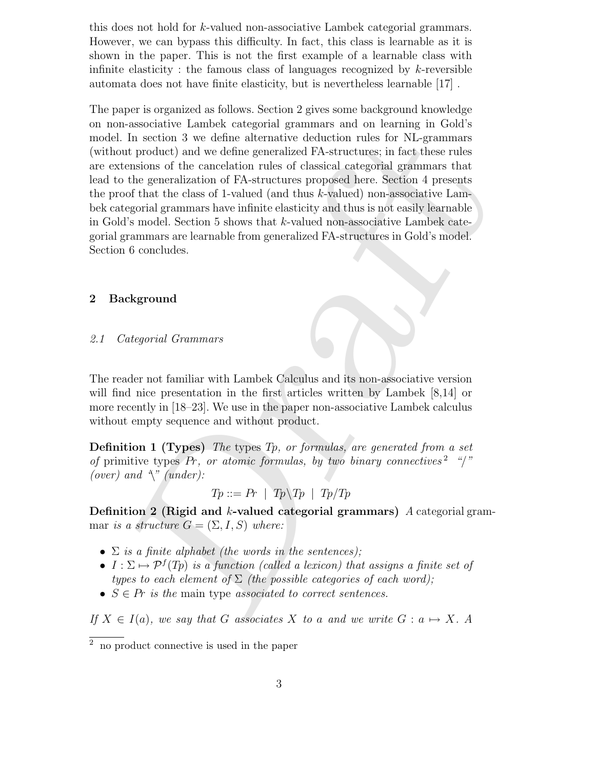this does not hold for $k$-valued non-associative Lambek categorial grammars. However, we can bypass this difficulty. In fact, this class is learnable as it is shown in the paper. This is not the first example of a learnable class with infinite elasticity : the famous class of languages recognized by $k$-reversible automata does not have finite elasticity, but is nevertheless learnable [17] .

The paper is organized as follows. Section 2 gives some background knowledge on non-associative Lambek categorial grammars and on learning in Gold's model. In section 3 we define alternative deduction rules for NL-grammars (without product) and we define generalized FA-structures; in fact these rules are extensions of the cancelation rules of classical categorial grammars that lead to the generalization of FA-structures proposed here. Section 4 presents the proof that the class of 1-valued (and thus $k$-valued) non-associative Lambek categorial grammars have infinite elasticity and thus is not easily learnable in Gold's model. Section 5 shows that $k$-valued non-associative Lambek categorial grammars are learnable from generalized FA-structures in Gold's model. Section 6 concludes.

## 2 Background

### 2.1 Categorial Grammars

The reader not familiar with Lambek Calculus and its non-associative version will find nice presentation in the first articles written by Lambek [8,14] or more recently in [18–23]. We use in the paper non-associative Lambek calculus without empty sequence and without product.

**Definition 1 (Types)** *The types $Tp$, or formulas, are generated from a set of* primitive types *$Pr$, or atomic formulas, by two binary connectives*[2] *"/" (over) and "\" (under):*

$$Tp ::= Pr \mid Tp \backslash Tp \mid Tp/Tp$$

**Definition 2 (Rigid and $k$-valued categorial grammars)** *A* categorial grammar *is a structure $G = (\Sigma, I, S)$ where:*

- *$\Sigma$ is a finite alphabet (the words in the sentences);*
- *$I : \Sigma \mapsto \mathcal{P}^f(Tp)$ is a function (called a lexicon) that assigns a finite set of types to each element of $\Sigma$ (the possible categories of each word);*
- *$S \in Pr$ is the* main type *associated to correct sentences.*

*If $X \in I(a)$, we say that $G$ associates $X$ to $a$ and we write $G : a \mapsto X$. A*

[2] no product connective is used in the paper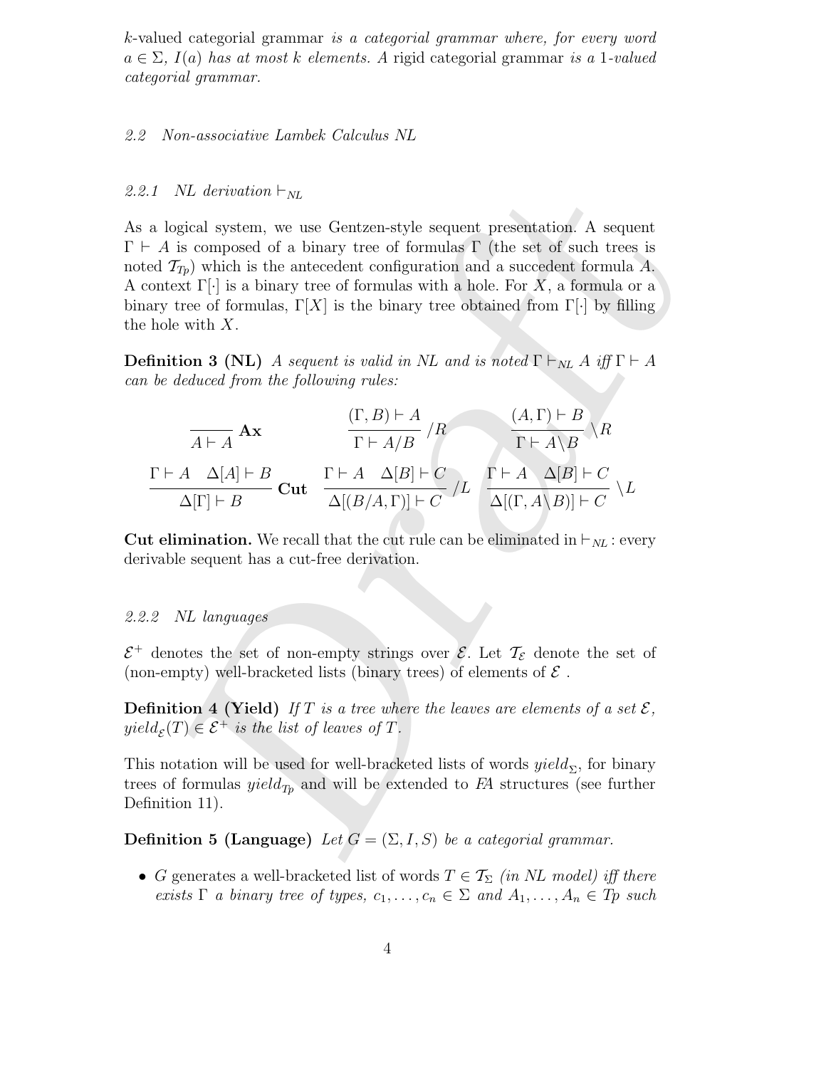*k*-valued categorial grammar *is a categorial grammar where, for every word $a \in \Sigma$, $I(a)$ has at most $k$ elements. A* rigid categorial grammar *is a 1-valued categorial grammar.*

### 2.2 Non-associative Lambek Calculus NL

#### 2.2.1 NL derivation $\vdash_{NL}$

As a logical system, we use Gentzen-style sequent presentation. A sequent $\Gamma \vdash A$ is composed of a binary tree of formulas $\Gamma$ (the set of such trees is noted $\mathcal{T}_{Tp}$) which is the antecedent configuration and a succedent formula $A$. A context $\Gamma[\cdot]$ is a binary tree of formulas with a hole. For $X$, a formula or a binary tree of formulas, $\Gamma[X]$ is the binary tree obtained from $\Gamma[\cdot]$ by filling the hole with $X$.

**Definition 3 (NL)** *A sequent is valid in NL and is noted $\Gamma \vdash_{NL} A$ iff $\Gamma \vdash A$ can be deduced from the following rules:*

$$\frac{}{A \vdash A}\,\mathbf{Ax} \qquad \frac{(\Gamma, B) \vdash A}{\Gamma \vdash A/B}\,/R \qquad \frac{(A, \Gamma) \vdash B}{\Gamma \vdash A\backslash B}\,\backslash R$$

$$\frac{\Gamma \vdash A \quad \Delta[A] \vdash B}{\Delta[\Gamma] \vdash B}\,\mathbf{Cut} \quad \frac{\Gamma \vdash A \quad \Delta[B] \vdash C}{\Delta[(B/A, \Gamma)] \vdash C}\,/L \quad \frac{\Gamma \vdash A \quad \Delta[B] \vdash C}{\Delta[(\Gamma, A\backslash B)] \vdash C}\,\backslash L$$

**Cut elimination.** We recall that the cut rule can be eliminated in $\vdash_{NL}$ : every derivable sequent has a cut-free derivation.

#### 2.2.2 NL languages

$\mathcal{E}^+$ denotes the set of non-empty strings over $\mathcal{E}$. Let $\mathcal{T}_{\mathcal{E}}$ denote the set of (non-empty) well-bracketed lists (binary trees) of elements of $\mathcal{E}$ .

**Definition 4 (Yield)** *If $T$ is a tree where the leaves are elements of a set $\mathcal{E}$, $yield_{\mathcal{E}}(T) \in \mathcal{E}^+$ is the list of leaves of $T$.*

This notation will be used for well-bracketed lists of words $yield_{\Sigma}$, for binary trees of formulas $yield_{Tp}$ and will be extended to *FA* structures (see further Definition 11).

**Definition 5 (Language)** *Let $G = (\Sigma, I, S)$ be a categorial grammar.*

- *G* generates a well-bracketed list of words $T \in \mathcal{T}_{\Sigma}$ *(in NL model) iff there exists $\Gamma$ a binary tree of types, $c_1, \ldots, c_n \in \Sigma$ and $A_1, \ldots, A_n \in Tp$ such*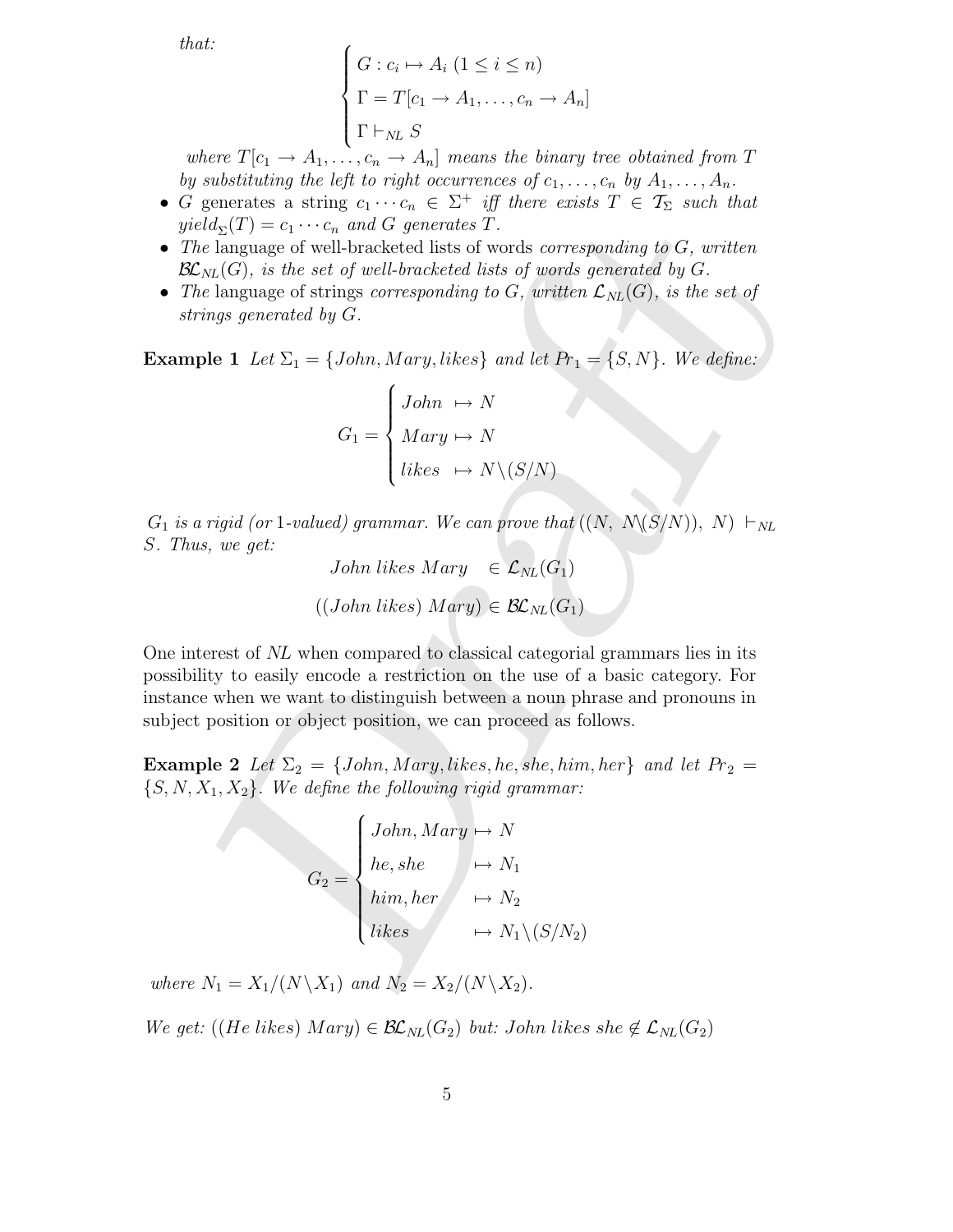that:

$$\begin{cases} G : c_i \mapsto A_i \ (1 \leq i \leq n) \\ \Gamma = T[c_1 \to A_1, \ldots, c_n \to A_n] \\ \Gamma \vdash_{NL} S \end{cases}$$

*where* $T[c_1 \to A_1, \ldots, c_n \to A_n]$ *means the binary tree obtained from* $T$ *by substituting the left to right occurrences of* $c_1, \ldots, c_n$ *by* $A_1, \ldots, A_n$.

- $G$ generates a string $c_1 \cdots c_n \in \Sigma^+$ *iff there exists* $T \in \mathcal{T}_\Sigma$ *such that* $yield_\Sigma(T) = c_1 \cdots c_n$ *and* $G$ *generates* $T$.
- *The* language of well-bracketed lists of words *corresponding to* $G$*, written* $\mathcal{BL}_{NL}(G)$*, is the set of well-bracketed lists of words generated by* $G$.
- *The* language of strings *corresponding to* $G$*, written* $\mathcal{L}_{NL}(G)$*, is the set of strings generated by* $G$.

**Example 1** *Let* $\Sigma_1 = \{John, Mary, likes\}$ *and let* $Pr_1 = \{S, N\}$*. We define:*

$$G_1 = \begin{cases} John \ \mapsto N \\ Mary \mapsto N \\ likes \ \mapsto N\backslash(S/N) \end{cases}$$

$G_1$ *is a rigid (or 1-valued) grammar. We can prove that* $((N,\ N\backslash(S/N)),\ N) \vdash_{NL} S$*. Thus, we get:*

$$John\ likes\ Mary \quad \in \mathcal{L}_{NL}(G_1)$$

$$((John\ likes)\ Mary) \in \mathcal{BL}_{NL}(G_1)$$

One interest of *NL* when compared to classical categorial grammars lies in its possibility to easily encode a restriction on the use of a basic category. For instance when we want to distinguish between a noun phrase and pronouns in subject position or object position, we can proceed as follows.

**Example 2** *Let* $\Sigma_2 = \{John, Mary, likes, he, she, him, her\}$ *and let* $Pr_2 = \{S, N, X_1, X_2\}$*. We define the following rigid grammar:*

$$G_2 = \begin{cases} John, Mary \mapsto N \\ he, she \qquad \mapsto N_1 \\ him, her \quad\ \mapsto N_2 \\ likes \qquad\ \ \mapsto N_1\backslash(S/N_2) \end{cases}$$

*where* $N_1 = X_1/(N\backslash X_1)$ *and* $N_2 = X_2/(N\backslash X_2)$.

*We get:* $((He\ likes)\ Mary) \in \mathcal{BL}_{NL}(G_2)$ *but:* $John\ likes\ she \notin \mathcal{L}_{NL}(G_2)$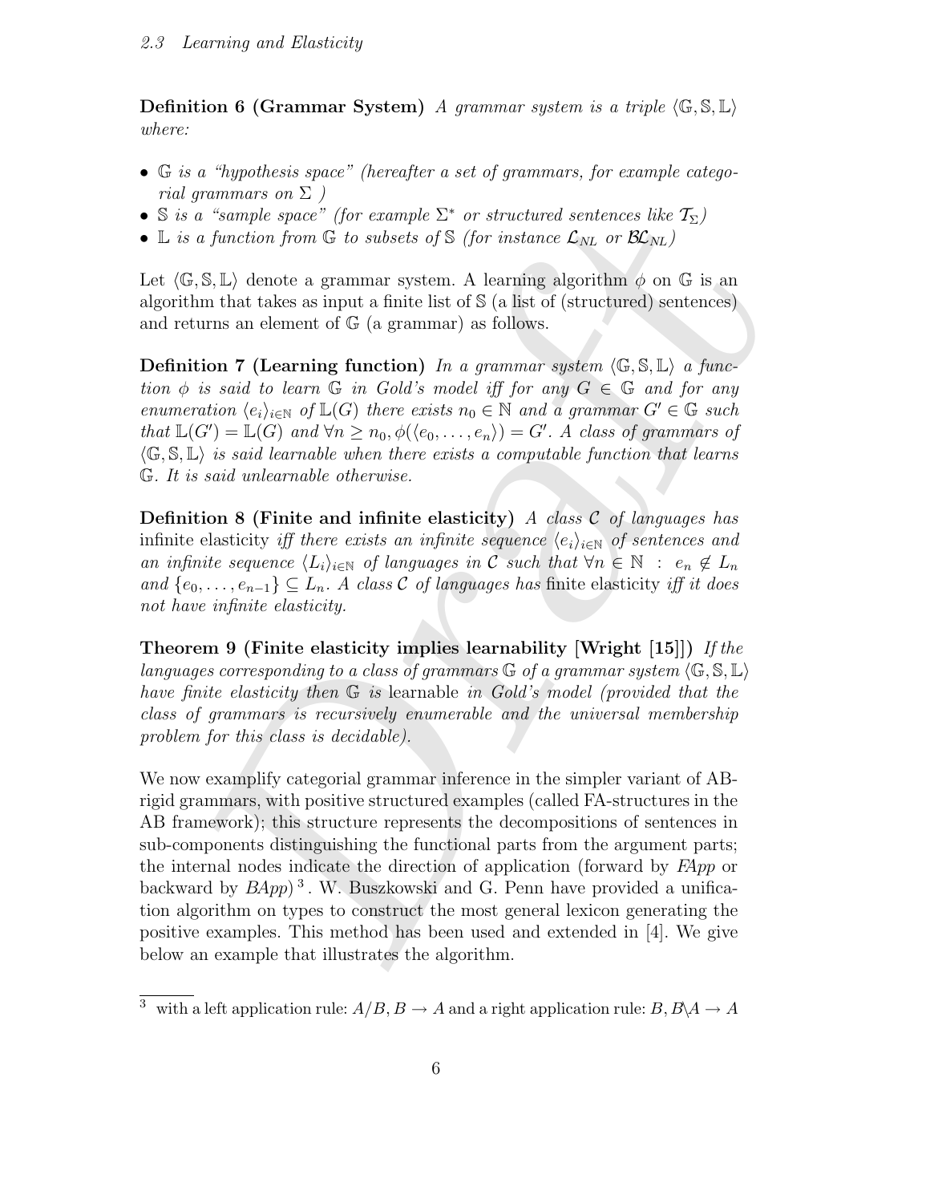**Definition 6 (Grammar System)** *A grammar system is a triple* $\langle \mathbb{G}, \mathbb{S}, \mathbb{L} \rangle$ *where:*

- $\mathbb{G}$ *is a "hypothesis space" (hereafter a set of grammars, for example categorial grammars on* $\Sigma$ *)*
- $\mathbb{S}$ *is a "sample space" (for example* $\Sigma^*$ *or structured sentences like* $\mathcal{T}_\Sigma$*)*
- $\mathbb{L}$ *is a function from* $\mathbb{G}$ *to subsets of* $\mathbb{S}$ *(for instance* $\mathcal{L}_{NL}$ *or* $\mathcal{BL}_{NL}$*)*

Let $\langle \mathbb{G}, \mathbb{S}, \mathbb{L} \rangle$ denote a grammar system. A learning algorithm $\phi$ on $\mathbb{G}$ is an algorithm that takes as input a finite list of $\mathbb{S}$ (a list of (structured) sentences) and returns an element of $\mathbb{G}$ (a grammar) as follows.

**Definition 7 (Learning function)** *In a grammar system* $\langle \mathbb{G}, \mathbb{S}, \mathbb{L} \rangle$ *a function* $\phi$ *is said to learn* $\mathbb{G}$ *in Gold's model iff for any* $G \in \mathbb{G}$ *and for any enumeration* $\langle e_i \rangle_{i \in \mathbb{N}}$ *of* $\mathbb{L}(G)$ *there exists* $n_0 \in \mathbb{N}$ *and a grammar* $G' \in \mathbb{G}$ *such that* $\mathbb{L}(G') = \mathbb{L}(G)$ *and* $\forall n \geq n_0, \phi(\langle e_0, \ldots, e_n \rangle) = G'$*. A class of grammars of* $\langle \mathbb{G}, \mathbb{S}, \mathbb{L} \rangle$ *is said learnable when there exists a computable function that learns* $\mathbb{G}$*. It is said unlearnable otherwise.*

**Definition 8 (Finite and infinite elasticity)** *A class* $\mathcal{C}$ *of languages has* infinite elasticity *iff there exists an infinite sequence* $\langle e_i \rangle_{i \in \mathbb{N}}$ *of sentences and an infinite sequence* $\langle L_i \rangle_{i \in \mathbb{N}}$ *of languages in* $\mathcal{C}$ *such that* $\forall n \in \mathbb{N} \ : \ e_n \notin L_n$ *and* $\{e_0, \ldots, e_{n-1}\} \subseteq L_n$*. A class* $\mathcal{C}$ *of languages has* finite elasticity *iff it does not have infinite elasticity.*

**Theorem 9 (Finite elasticity implies learnability [Wright [15]])** *If the languages corresponding to a class of grammars* $\mathbb{G}$ *of a grammar system* $\langle \mathbb{G}, \mathbb{S}, \mathbb{L} \rangle$ *have finite elasticity then* $\mathbb{G}$ *is* learnable *in Gold's model (provided that the class of grammars is recursively enumerable and the universal membership problem for this class is decidable).*

We now examplify categorial grammar inference in the simpler variant of AB-rigid grammars, with positive structured examples (called FA-structures in the AB framework); this structure represents the decompositions of sentences in sub-components distinguishing the functional parts from the argument parts; the internal nodes indicate the direction of application (forward by *FApp* or backward by *BApp*) [3]. W. Buszkowski and G. Penn have provided a unification algorithm on types to construct the most general lexicon generating the positive examples. This method has been used and extended in [4]. We give below an example that illustrates the algorithm.

[3] with a left application rule: $A/B, B \to A$ and a right application rule: $B, B\backslash A \to A$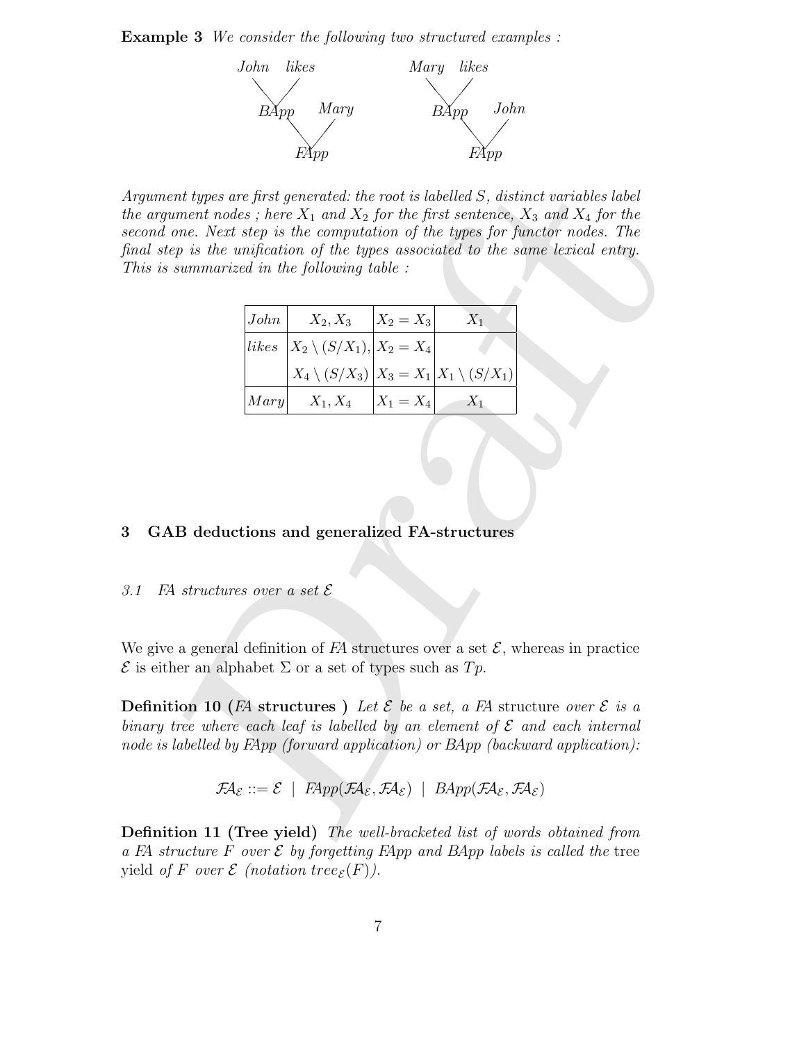**Example 3** *We consider the following two structured examples :*

```
John   likes            Mary   likes
   \   /                   \   /
   BApp    Mary            BApp    John
       \   /                   \   /
       FApp                    FApp
```

*Argument types are first generated: the root is labelled $S$, distinct variables label the argument nodes ; here $X_1$ and $X_2$ for the first sentence, $X_3$ and $X_4$ for the second one. Next step is the computation of the types for functor nodes. The final step is the unification of the types associated to the same lexical entry. This is summarized in the following table :*

| | | | |
|---|---|---|---|
| *John* | $X_2, X_3$ | $X_2 = X_3$ | $X_1$ |
| *likes* | $X_2 \setminus (S/X_1)$, | $X_2 = X_4$ | |
| | $X_4 \setminus (S/X_3)$ | $X_3 = X_1$ | $X_1 \setminus (S/X_1)$ |
| *Mary* | $X_1, X_4$ | $X_1 = X_4$ | $X_1$ |

## 3 GAB deductions and generalized FA-structures

### 3.1 *FA structures over a set $\mathcal{E}$*

We give a general definition of *FA* structures over a set $\mathcal{E}$, whereas in practice $\mathcal{E}$ is either an alphabet $\Sigma$ or a set of types such as $Tp$.

**Definition 10 (*FA* structures )** *Let $\mathcal{E}$ be a set, a FA* structure *over $\mathcal{E}$ is a binary tree where each leaf is labelled by an element of $\mathcal{E}$ and each internal node is labelled by FApp (forward application) or BApp (backward application):*

$$\mathcal{FA}_{\mathcal{E}} ::= \mathcal{E} \ \mid \ FApp(\mathcal{FA}_{\mathcal{E}}, \mathcal{FA}_{\mathcal{E}}) \ \mid \ BApp(\mathcal{FA}_{\mathcal{E}}, \mathcal{FA}_{\mathcal{E}})$$

**Definition 11 (Tree yield)** *The well-bracketed list of words obtained from a FA structure $F$ over $\mathcal{E}$ by forgetting FApp and BApp labels is called the* tree yield *of $F$ over $\mathcal{E}$ (notation $tree_{\mathcal{E}}(F)$).*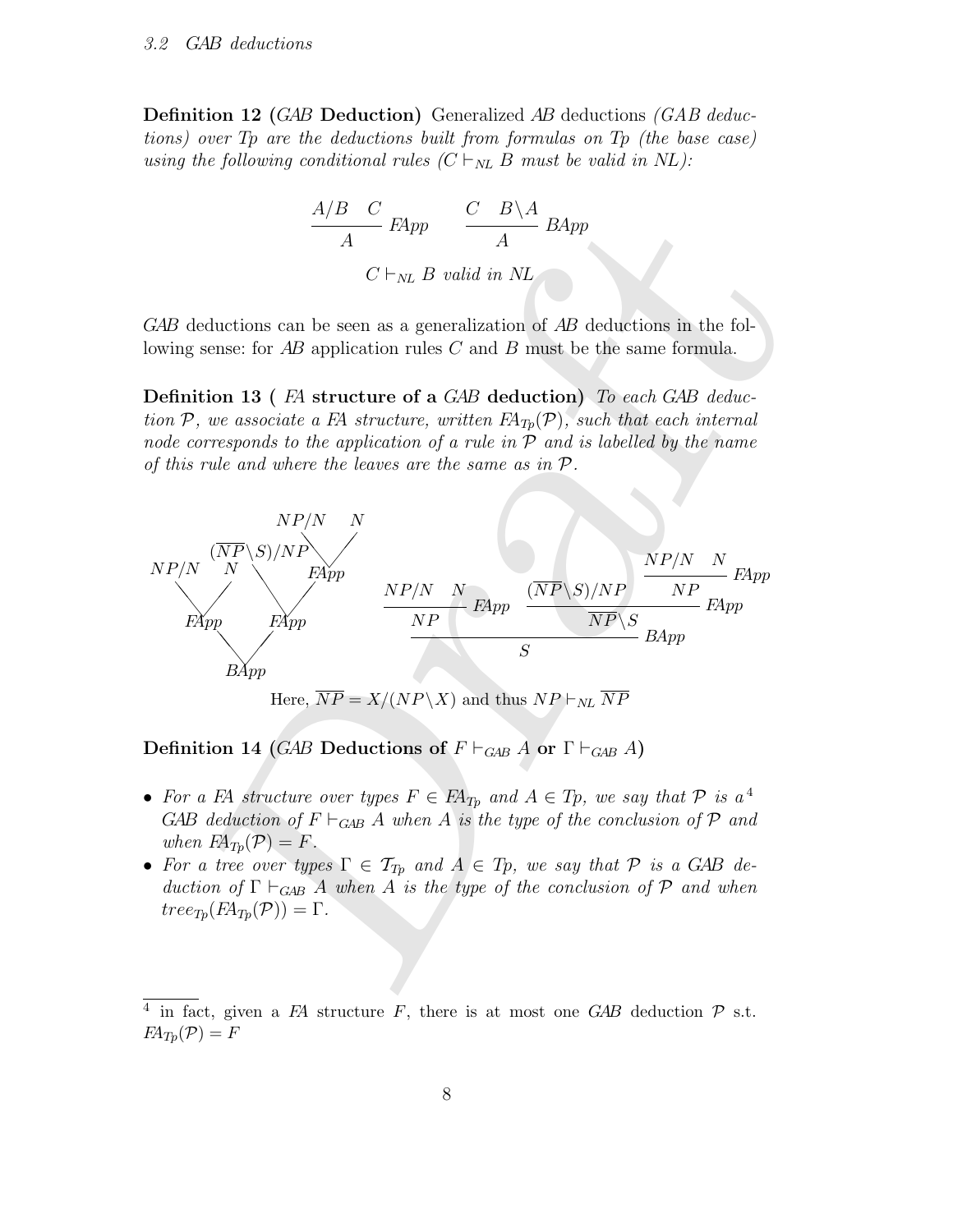### 3.2 GAB deductions

**Definition 12 (*GAB* Deduction)** Generalized *AB* deductions *(GAB deductions) over Tp are the deductions built from formulas on Tp (the base case) using the following conditional rules ($C \vdash_{NL} B$ must be valid in NL):*

$$\frac{A/B \quad C}{A}\ FApp \qquad \frac{C \quad B\backslash A}{A}\ BApp$$

$$C \vdash_{NL} B \text{ valid in } NL$$

*GAB* deductions can be seen as a generalization of *AB* deductions in the following sense: for *AB* application rules $C$ and $B$ must be the same formula.

**Definition 13 ( *FA* structure of a *GAB* deduction)** *To each GAB deduction $\mathcal{P}$, we associate a FA structure, written $FA_{Tp}(\mathcal{P})$, such that each internal node corresponds to the application of a rule in $\mathcal{P}$ and is labelled by the name of this rule and where the leaves are the same as in $\mathcal{P}$.*

FA structure (tree): $BApp(FApp(NP/N, N), FApp((\overline{NP}\backslash S)/NP, FApp(NP/N, N)))$

$$\cfrac{\cfrac{NP/N \quad N}{NP}\ FApp \qquad \cfrac{(\overline{NP}\backslash S)/NP \qquad \cfrac{NP/N \quad N}{NP}\ FApp}{\overline{NP}\backslash S}\ FApp}{S}\ BApp$$

Here, $\overline{NP} = X/(NP\backslash X)$ and thus $NP \vdash_{NL} \overline{NP}$

**Definition 14 (*GAB* Deductions of $F \vdash_{GAB} A$ or $\Gamma \vdash_{GAB} A$)**

- *For a FA structure over types $F \in FA_{Tp}$ and $A \in Tp$, we say that $\mathcal{P}$ is a*[4] *GAB deduction of $F \vdash_{GAB} A$ when $A$ is the type of the conclusion of $\mathcal{P}$ and when $FA_{Tp}(\mathcal{P}) = F$.*
- *For a tree over types $\Gamma \in \mathcal{T}_{Tp}$ and $A \in Tp$, we say that $\mathcal{P}$ is a GAB deduction of $\Gamma \vdash_{GAB} A$ when $A$ is the type of the conclusion of $\mathcal{P}$ and when $tree_{Tp}(FA_{Tp}(\mathcal{P})) = \Gamma$.*

[4] in fact, given a *FA* structure $F$, there is at most one *GAB* deduction $\mathcal{P}$ s.t. $FA_{Tp}(\mathcal{P}) = F$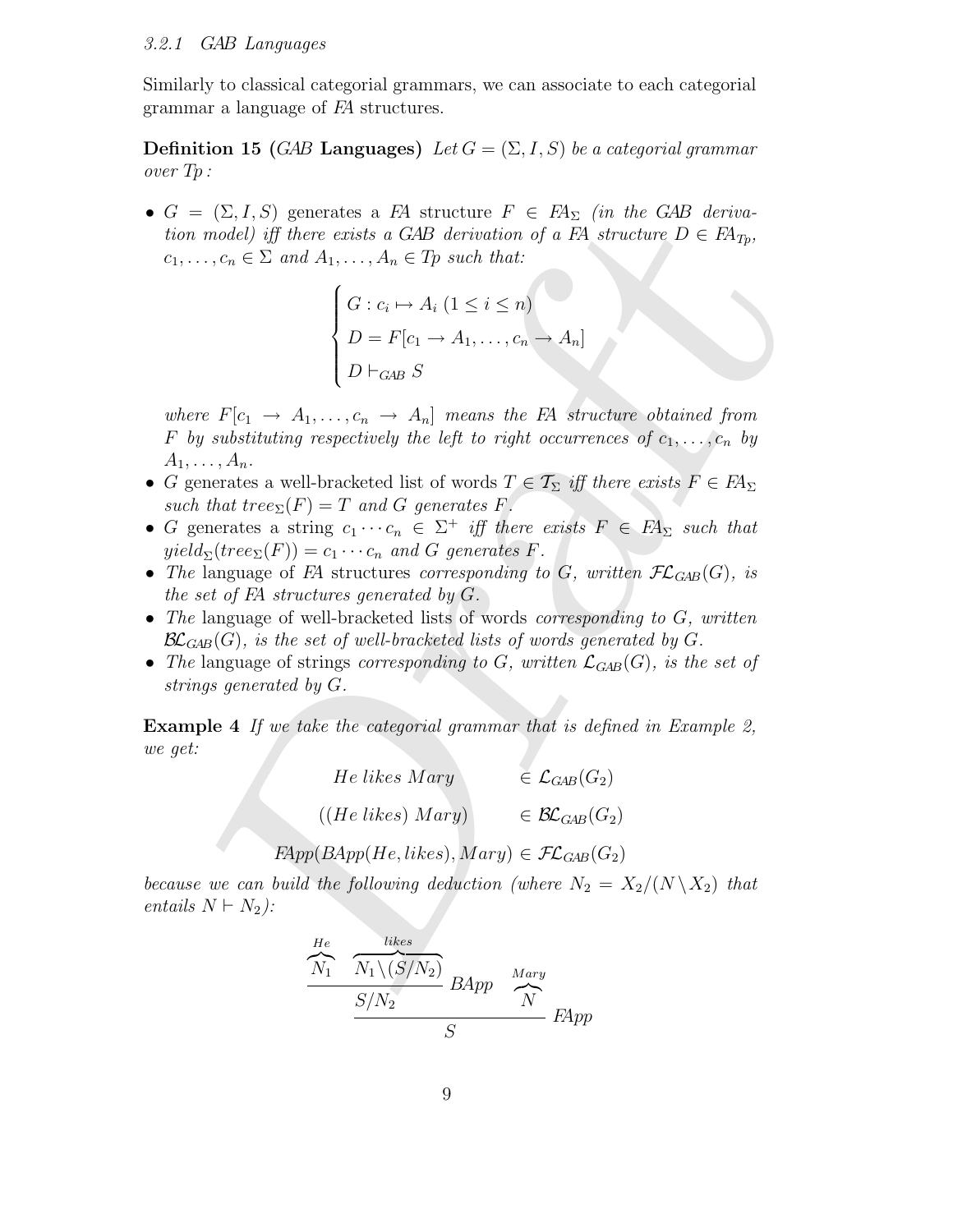### 3.2.1 GAB Languages

Similarly to classical categorial grammars, we can associate to each categorial grammar a language of *FA* structures.

**Definition 15 (*GAB* Languages)** *Let $G = (\Sigma, I, S)$ be a categorial grammar over $Tp$ :*

- $G = (\Sigma, I, S)$ generates a *FA* structure $F \in FA_\Sigma$ *(in the GAB derivation model) iff there exists a GAB derivation of a FA structure $D \in FA_{Tp}$, $c_1, \ldots, c_n \in \Sigma$ and $A_1, \ldots, A_n \in Tp$ such that:*

$$\begin{cases} G : c_i \mapsto A_i \ (1 \leq i \leq n) \\ D = F[c_1 \to A_1, \ldots, c_n \to A_n] \\ D \vdash_{GAB} S \end{cases}$$

  *where $F[c_1 \to A_1, \ldots, c_n \to A_n]$ means the FA structure obtained from $F$ by substituting respectively the left to right occurrences of $c_1, \ldots, c_n$ by $A_1, \ldots, A_n$.*
- $G$ generates a well-bracketed list of words $T \in \mathcal{T}_\Sigma$ *iff there exists $F \in FA_\Sigma$ such that $tree_\Sigma(F) = T$ and $G$ generates $F$.*
- $G$ generates a string $c_1 \cdots c_n \in \Sigma^+$ *iff there exists $F \in FA_\Sigma$ such that $yield_\Sigma(tree_\Sigma(F)) = c_1 \cdots c_n$ and $G$ generates $F$.*
- *The* language of *FA* structures *corresponding to $G$, written $\mathcal{FL}_{GAB}(G)$, is the set of FA structures generated by $G$.*
- *The* language of well-bracketed lists of words *corresponding to $G$, written $\mathcal{BL}_{GAB}(G)$, is the set of well-bracketed lists of words generated by $G$.*
- *The* language of strings *corresponding to $G$, written $\mathcal{L}_{GAB}(G)$, is the set of strings generated by $G$.*

**Example 4** *If we take the categorial grammar that is defined in Example 2, we get:*

$$He\ likes\ Mary \qquad \in \mathcal{L}_{GAB}(G_2)$$

$$((He\ likes)\ Mary) \qquad \in \mathcal{BL}_{GAB}(G_2)$$

$$FApp(BApp(He, likes), Mary) \in \mathcal{FL}_{GAB}(G_2)$$

*because we can build the following deduction (where $N_2 = X_2/(N \backslash X_2)$ that entails $N \vdash N_2$):*

$$\dfrac{\dfrac{\overbrace{N_1}^{He} \quad \overbrace{N_1 \backslash (S/N_2)}^{likes}}{S/N_2}\ BApp \qquad \overbrace{N}^{Mary}}{S}\ FApp$$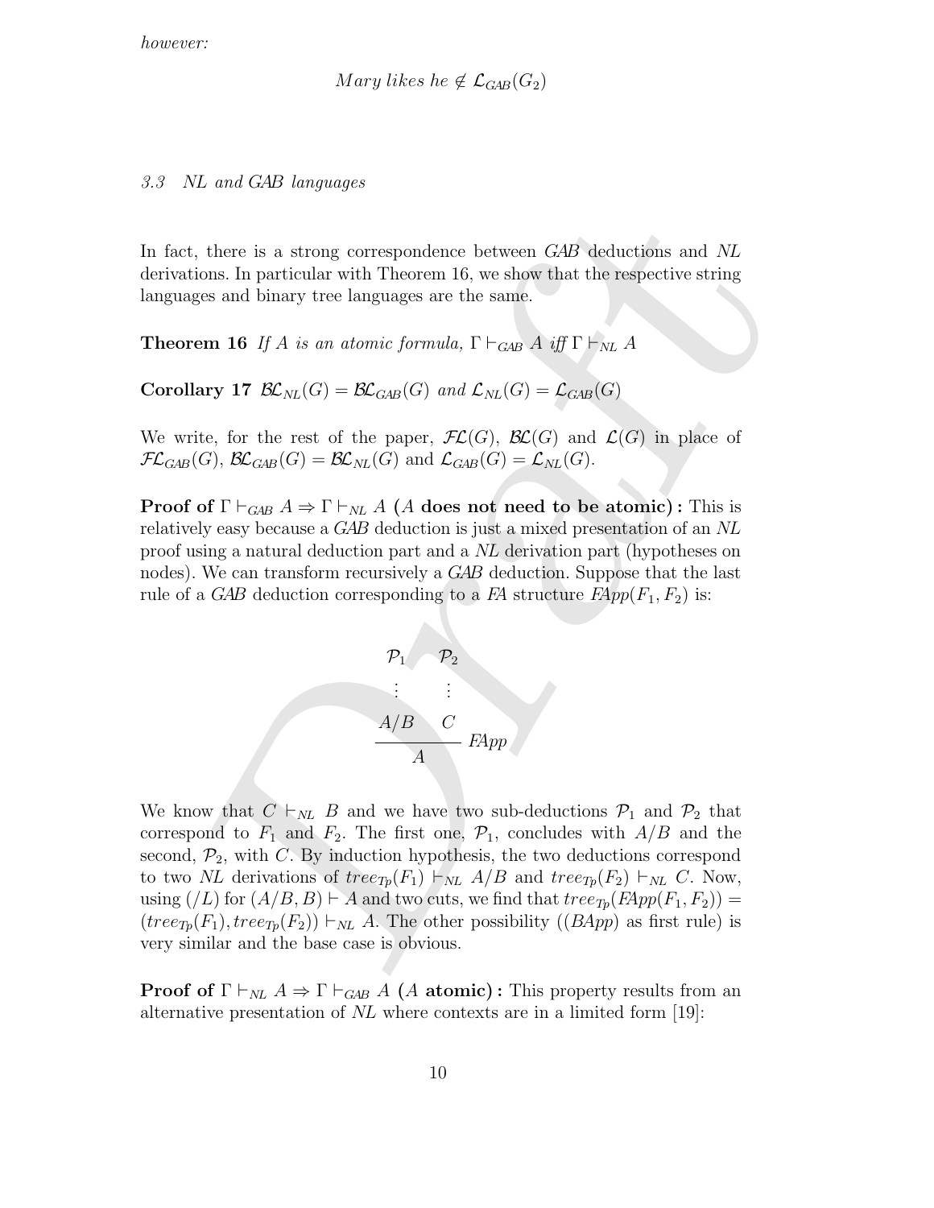*however:*

$$Mary\ likes\ he \notin \mathcal{L}_{GAB}(G_2)$$

### 3.3 NL and GAB languages

In fact, there is a strong correspondence between *GAB* deductions and *NL* derivations. In particular with Theorem 16, we show that the respective string languages and binary tree languages are the same.

**Theorem 16** *If $A$ is an atomic formula, $\Gamma \vdash_{GAB} A$ iff $\Gamma \vdash_{NL} A$*

**Corollary 17** $\mathcal{BL}_{NL}(G) = \mathcal{BL}_{GAB}(G)$ *and* $\mathcal{L}_{NL}(G) = \mathcal{L}_{GAB}(G)$

We write, for the rest of the paper, $\mathcal{FL}(G)$, $\mathcal{BL}(G)$ and $\mathcal{L}(G)$ in place of $\mathcal{FL}_{GAB}(G)$, $\mathcal{BL}_{GAB}(G) = \mathcal{BL}_{NL}(G)$ and $\mathcal{L}_{GAB}(G) = \mathcal{L}_{NL}(G)$.

**Proof of $\Gamma \vdash_{GAB} A \Rightarrow \Gamma \vdash_{NL} A$ ($A$ does not need to be atomic) :** This is relatively easy because a *GAB* deduction is just a mixed presentation of an *NL* proof using a natural deduction part and a *NL* derivation part (hypotheses on nodes). We can transform recursively a *GAB* deduction. Suppose that the last rule of a *GAB* deduction corresponding to a *FA* structure $FApp(F_1, F_2)$ is:

$$\dfrac{\begin{array}{cc}\mathcal{P}_1 & \mathcal{P}_2 \\ \vdots & \vdots \\ A/B & C\end{array}}{A}\ FApp$$

We know that $C \vdash_{NL} B$ and we have two sub-deductions $\mathcal{P}_1$ and $\mathcal{P}_2$ that correspond to $F_1$ and $F_2$. The first one, $\mathcal{P}_1$, concludes with $A/B$ and the second, $\mathcal{P}_2$, with $C$. By induction hypothesis, the two deductions correspond to two *NL* derivations of $tree_{Tp}(F_1) \vdash_{NL} A/B$ and $tree_{Tp}(F_2) \vdash_{NL} C$. Now, using $(/L)$ for $(A/B, B) \vdash A$ and two cuts, we find that $tree_{Tp}(FApp(F_1, F_2)) = (tree_{Tp}(F_1), tree_{Tp}(F_2)) \vdash_{NL} A$. The other possibility ($(BApp)$ as first rule) is very similar and the base case is obvious.

**Proof of $\Gamma \vdash_{NL} A \Rightarrow \Gamma \vdash_{GAB} A$ ($A$ atomic) :** This property results from an alternative presentation of *NL* where contexts are in a limited form [19]: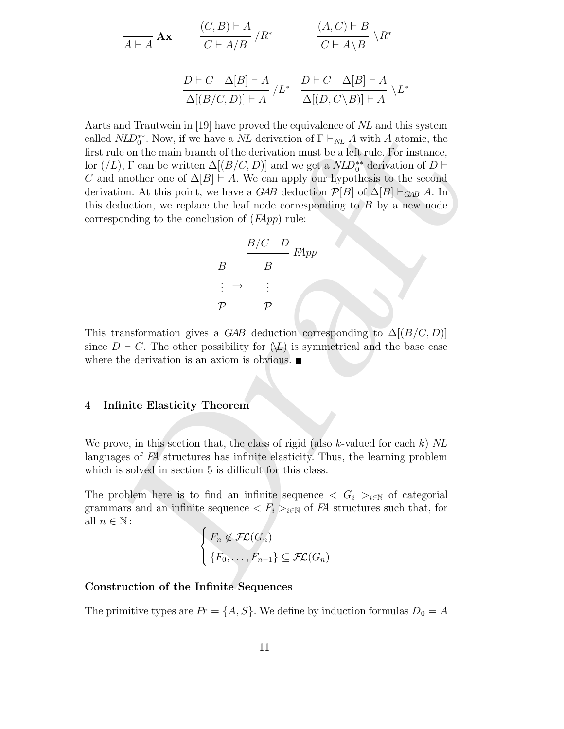$$\frac{}{A \vdash A}\,\mathbf{Ax} \qquad \frac{(C,B) \vdash A}{C \vdash A/B}\,/R^* \qquad \frac{(A,C) \vdash B}{C \vdash A\backslash B}\,\backslash R^*$$

$$\frac{D \vdash C \quad \Delta[B] \vdash A}{\Delta[(B/C,D)] \vdash A}\,/L^* \quad \frac{D \vdash C \quad \Delta[B] \vdash A}{\Delta[(D,C\backslash B)] \vdash A}\,\backslash L^*$$

Aarts and Trautwein in [19] have proved the equivalence of *NL* and this system called $NLD_0^{**}$. Now, if we have a *NL* derivation of $\Gamma \vdash_{NL} A$ with $A$ atomic, the first rule on the main branch of the derivation must be a left rule. For instance, for $(/L)$, $\Gamma$ can be written $\Delta[(B/C,D)]$ and we get a $NLD_0^{**}$ derivation of $D \vdash C$ and another one of $\Delta[B] \vdash A$. We can apply our hypothesis to the second derivation. At this point, we have a *GAB* deduction $\mathcal{P}[B]$ of $\Delta[B] \vdash_{GAB} A$. In this deduction, we replace the leaf node corresponding to $B$ by a new node corresponding to the conclusion of (*FApp*) rule:

$$\begin{array}{ccc} & & \dfrac{B/C \quad D}{B}\,FApp \\ B & & \\ \vdots & \rightarrow & \vdots \\ \mathcal{P} & & \mathcal{P} \end{array}$$

This transformation gives a *GAB* deduction corresponding to $\Delta[(B/C,D)]$ since $D \vdash C$. The other possibility for $(\backslash L)$ is symmetrical and the base case where the derivation is an axiom is obvious. ■

## 4 Infinite Elasticity Theorem

We prove, in this section that, the class of rigid (also $k$-valued for each $k$) *NL* languages of *FA* structures has infinite elasticity. Thus, the learning problem which is solved in section 5 is difficult for this class.

The problem here is to find an infinite sequence $< G_i >_{i\in\mathbb{N}}$ of categorial grammars and an infinite sequence $< F_i >_{i\in\mathbb{N}}$ of *FA* structures such that, for all $n \in \mathbb{N}$ :

$$\begin{cases} F_n \notin \mathcal{FL}(G_n) \\ \{F_0, \ldots, F_{n-1}\} \subseteq \mathcal{FL}(G_n) \end{cases}$$

### Construction of the Infinite Sequences

The primitive types are $Pr = \{A, S\}$. We define by induction formulas $D_0 = A$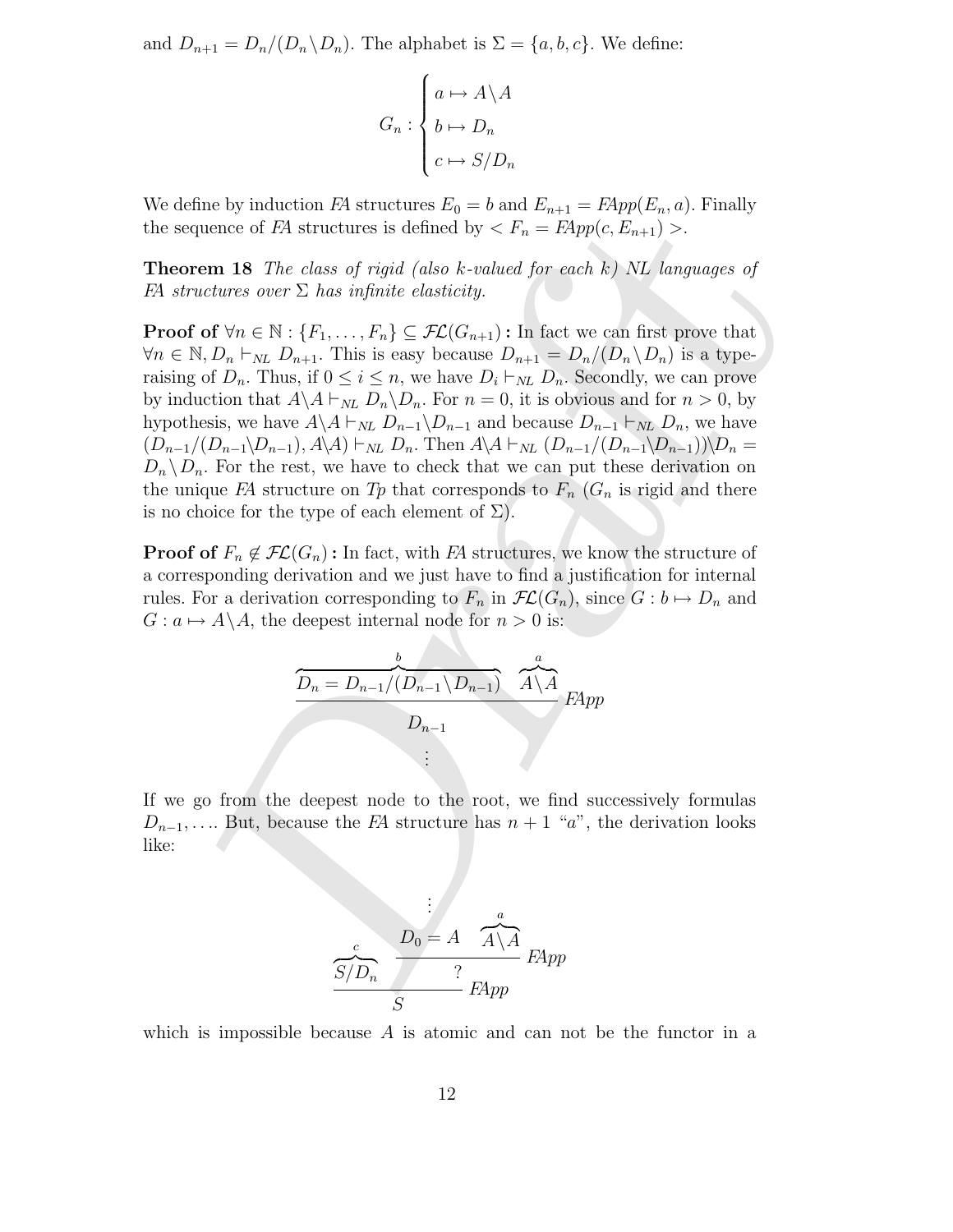and $D_{n+1} = D_n/(D_n \backslash D_n)$. The alphabet is $\Sigma = \{a, b, c\}$. We define:

$$G_n : \begin{cases} a \mapsto A \backslash A \\ b \mapsto D_n \\ c \mapsto S/D_n \end{cases}$$

We define by induction *FA* structures $E_0 = b$ and $E_{n+1} = \textit{FApp}(E_n, a)$. Finally the sequence of *FA* structures is defined by $< F_n = \textit{FApp}(c, E_{n+1}) >$.

**Theorem 18** *The class of rigid (also k-valued for each k) NL languages of FA structures over $\Sigma$ has infinite elasticity.*

**Proof of $\forall n \in \mathbb{N} : \{F_1, \ldots, F_n\} \subseteq \mathcal{FL}(G_{n+1})$ :** In fact we can first prove that $\forall n \in \mathbb{N}, D_n \vdash_{NL} D_{n+1}$. This is easy because $D_{n+1} = D_n/(D_n \backslash D_n)$ is a type-raising of $D_n$. Thus, if $0 \leq i \leq n$, we have $D_i \vdash_{NL} D_n$. Secondly, we can prove by induction that $A \backslash A \vdash_{NL} D_n \backslash D_n$. For $n = 0$, it is obvious and for $n > 0$, by hypothesis, we have $A \backslash A \vdash_{NL} D_{n-1} \backslash D_{n-1}$ and because $D_{n-1} \vdash_{NL} D_n$, we have $(D_{n-1}/(D_{n-1} \backslash D_{n-1}), A \backslash A) \vdash_{NL} D_n$. Then $A \backslash A \vdash_{NL} (D_{n-1}/(D_{n-1} \backslash D_{n-1})) \backslash D_n = D_n \backslash D_n$. For the rest, we have to check that we can put these derivation on the unique *FA* structure on *Tp* that corresponds to $F_n$ ($G_n$ is rigid and there is no choice for the type of each element of $\Sigma$).

**Proof of $F_n \notin \mathcal{FL}(G_n)$ :** In fact, with *FA* structures, we know the structure of a corresponding derivation and we just have to find a justification for internal rules. For a derivation corresponding to $F_n$ in $\mathcal{FL}(G_n)$, since $G : b \mapsto D_n$ and $G : a \mapsto A \backslash A$, the deepest internal node for $n > 0$ is:

$$\frac{\overbrace{D_n = D_{n-1}/(D_{n-1} \backslash D_{n-1})}^{b} \quad \overbrace{A \backslash A}^{a}}{\begin{array}{c} D_{n-1} \\ \vdots \end{array}} \textit{FApp}$$

If we go from the deepest node to the root, we find successively formulas $D_{n-1}, \ldots$. But, because the *FA* structure has $n + 1$ "$a$", the derivation looks like:

$$\frac{\overbrace{S/D_n}^{c} \quad \dfrac{\begin{array}{c} \vdots \\ D_0 = A \end{array} \quad \overbrace{A \backslash A}^{a}}{?} \textit{FApp}}{S} \textit{FApp}$$

which is impossible because $A$ is atomic and can not be the functor in a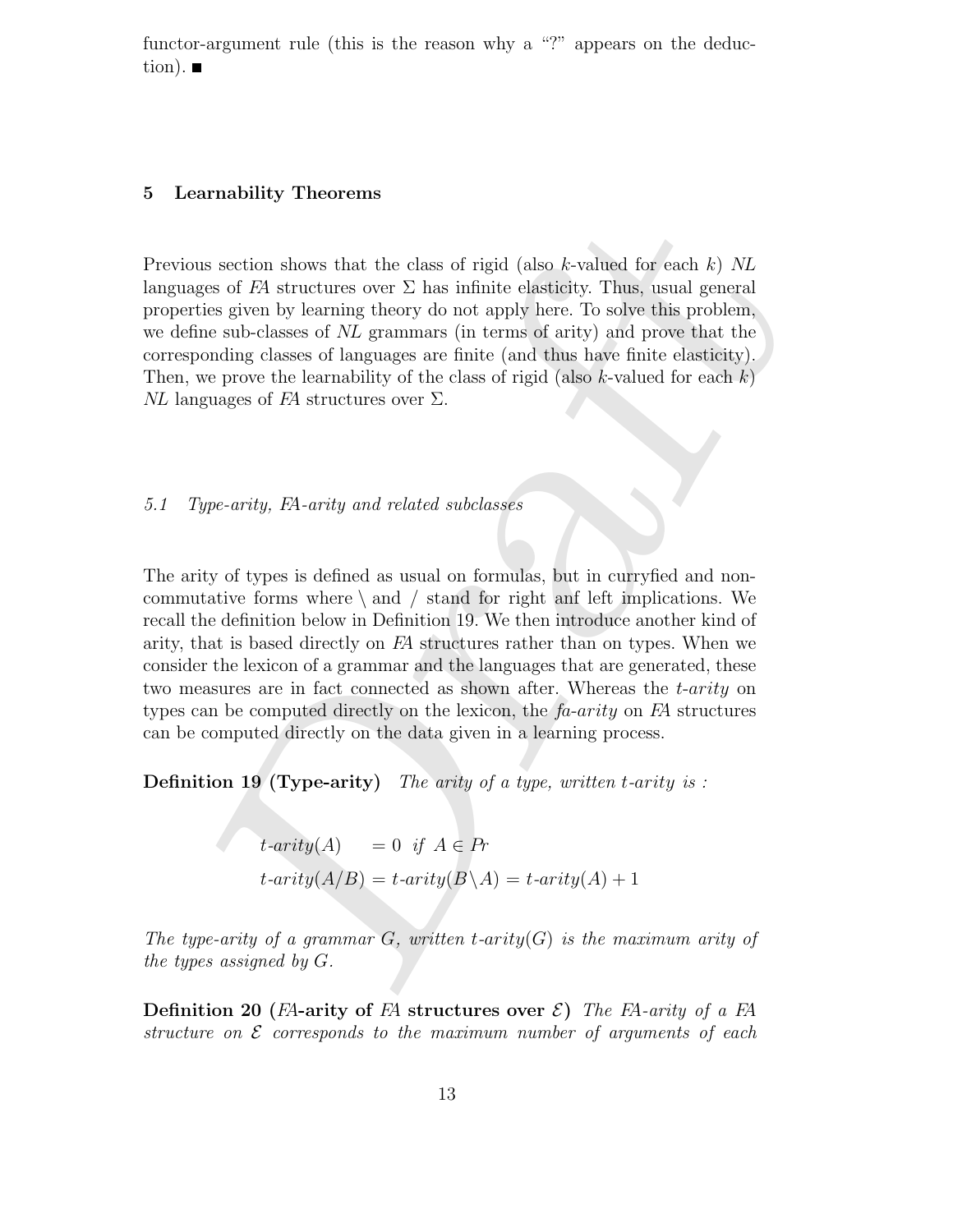functor-argument rule (this is the reason why a "?" appears on the deduction). ■

## 5 Learnability Theorems

Previous section shows that the class of rigid (also $k$-valued for each $k$) *NL* languages of *FA* structures over $\Sigma$ has infinite elasticity. Thus, usual general properties given by learning theory do not apply here. To solve this problem, we define sub-classes of *NL* grammars (in terms of arity) and prove that the corresponding classes of languages are finite (and thus have finite elasticity). Then, we prove the learnability of the class of rigid (also $k$-valued for each $k$) *NL* languages of *FA* structures over $\Sigma$.

### *5.1 Type-arity, FA-arity and related subclasses*

The arity of types is defined as usual on formulas, but in curryfied and non-commutative forms where \ and / stand for right anf left implications. We recall the definition below in Definition 19. We then introduce another kind of arity, that is based directly on *FA* structures rather than on types. When we consider the lexicon of a grammar and the languages that are generated, these two measures are in fact connected as shown after. Whereas the *t-arity* on types can be computed directly on the lexicon, the *fa-arity* on *FA* structures can be computed directly on the data given in a learning process.

**Definition 19 (Type-arity)** *The arity of a type, written t-arity is :*

$$t\text{-}arity(A) \quad = 0 \;\; if \;\; A \in Pr$$

$$t\text{-}arity(A/B) = t\text{-}arity(B\backslash A) = t\text{-}arity(A) + 1$$

*The type-arity of a grammar $G$, written t-arity$(G)$ is the maximum arity of the types assigned by $G$.*

**Definition 20 (*FA*-arity of *FA* structures over $\mathcal{E}$)** *The FA-arity of a FA structure on $\mathcal{E}$ corresponds to the maximum number of arguments of each*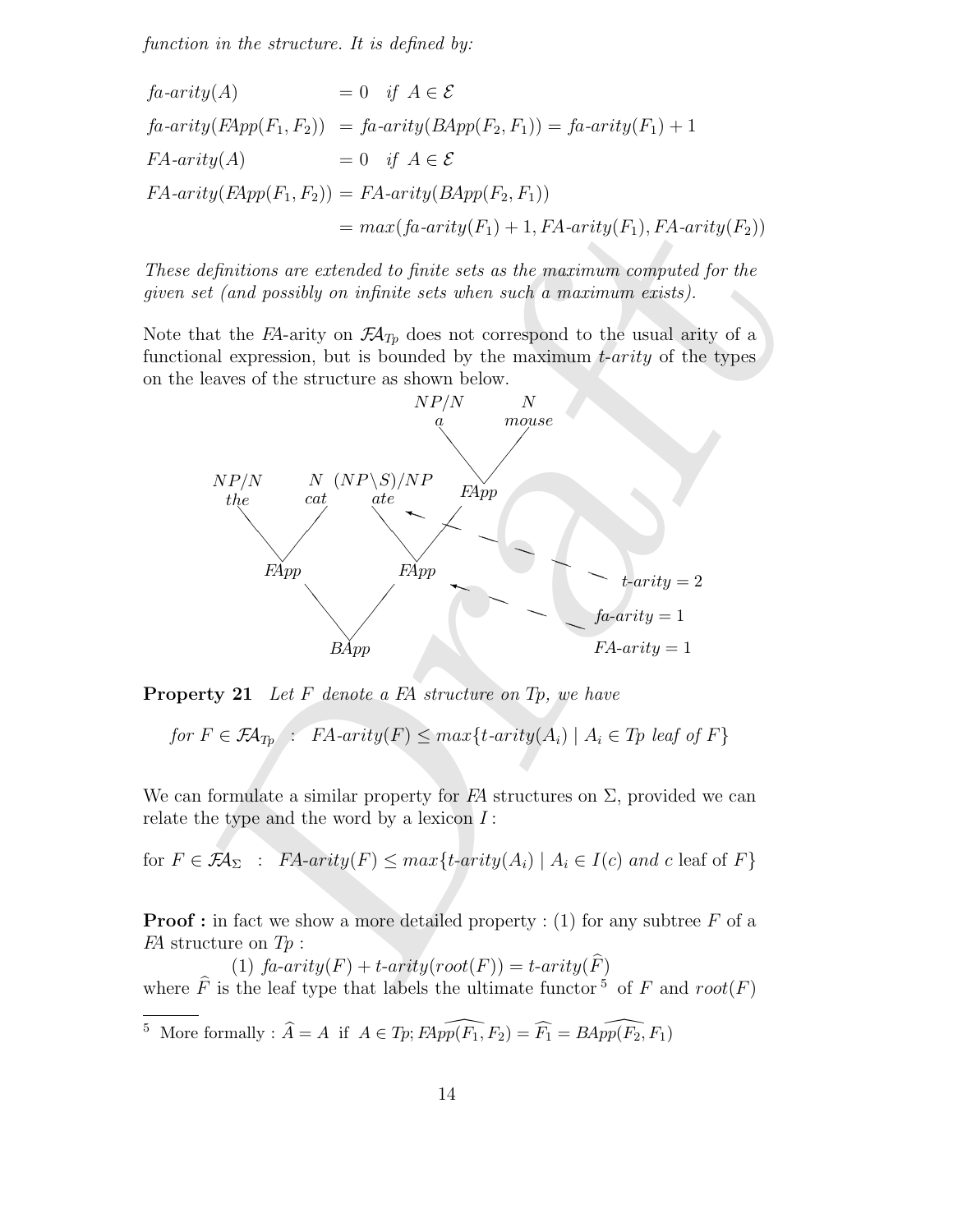*function in the structure. It is defined by:*

$$
\begin{aligned}
fa\text{-}arity(A) &= 0 \quad if\ A \in \mathcal{E} \\
fa\text{-}arity(FApp(F_1, F_2)) &= fa\text{-}arity(BApp(F_2, F_1)) = fa\text{-}arity(F_1) + 1 \\
FA\text{-}arity(A) &= 0 \quad if\ A \in \mathcal{E} \\
FA\text{-}arity(FApp(F_1, F_2)) &= FA\text{-}arity(BApp(F_2, F_1)) \\
&= max(fa\text{-}arity(F_1) + 1, FA\text{-}arity(F_1), FA\text{-}arity(F_2))
\end{aligned}
$$

*These definitions are extended to finite sets as the maximum computed for the given set (and possibly on infinite sets when such a maximum exists).*

Note that the *FA*-arity on $\mathcal{FA}_{Tp}$ does not correspond to the usual arity of a functional expression, but is bounded by the maximum *t-arity* of the types on the leaves of the structure as shown below.

```
                                  NP/N        N
                                    a       mouse
                                      \     /
   NP/N      N   (NP\S)/NP             \   /
    the     cat      ate               FApp
      \     /          \   <--  --  --  --  --  --  t-arity = 2
       \   /            \ /
       FApp            FApp   <--  --  --  --  --  fa-arity = 1
          \            /
           \          /
              BApp                                  FA-arity = 1
```

**Property 21** *Let $F$ denote a FA structure on Tp, we have*

$$\textit{for } F \in \mathcal{FA}_{Tp} \ : \ FA\text{-}arity(F) \leq max\{t\text{-}arity(A_i) \mid A_i \in Tp \textit{ leaf of } F\}$$

We can formulate a similar property for *FA* structures on $\Sigma$, provided we can relate the type and the word by a lexicon $I$ :

for $F \in \mathcal{FA}_{\Sigma}$ : $FA\text{-}arity(F) \leq max\{t\text{-}arity(A_i) \mid A_i \in I(c) \textit{ and } c$ leaf of $F\}$

**Proof :** in fact we show a more detailed property : (1) for any subtree $F$ of a *FA* structure on *Tp* :

(1) $fa\text{-}arity(F) + t\text{-}arity(root(F)) = t\text{-}arity(\widehat{F})$

where $\widehat{F}$ is the leaf type that labels the ultimate functor [5] of $F$ and $root(F)$

[5] More formally : $\widehat{A} = A$ if $A \in Tp; \widehat{FApp(F_1, F_2)} = \widehat{F_1} = \widehat{BApp(F_2, F_1)}$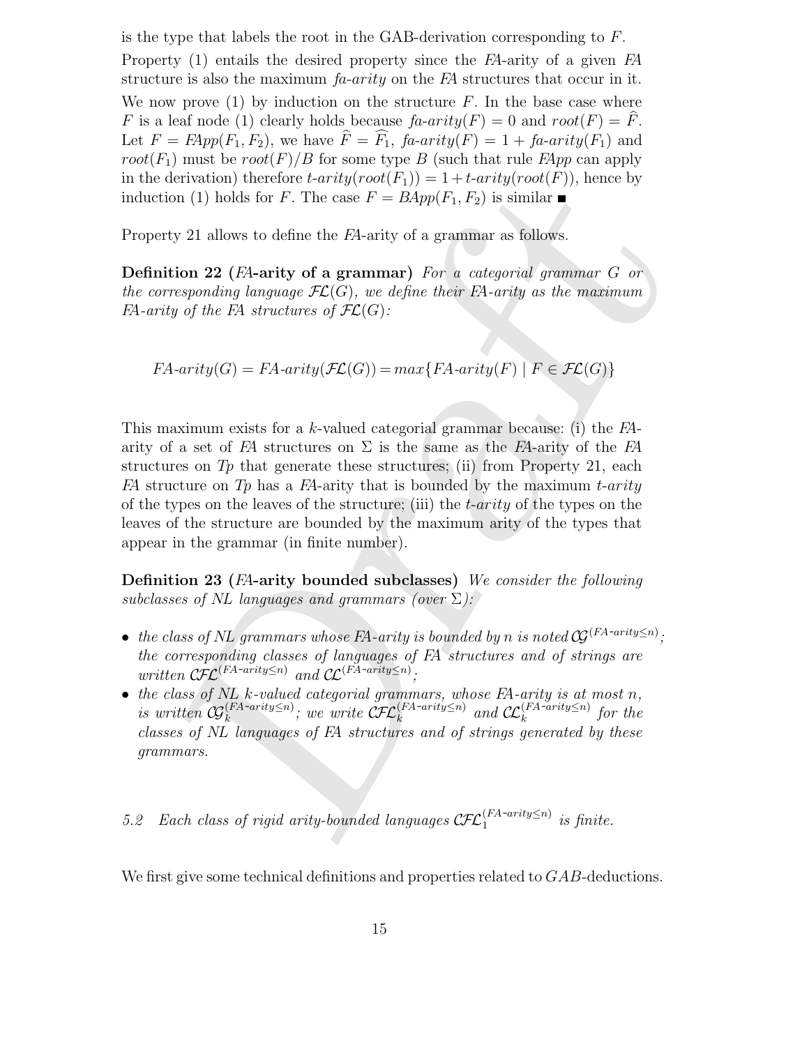is the type that labels the root in the GAB-derivation corresponding to $F$.

Property (1) entails the desired property since the *FA*-arity of a given *FA* structure is also the maximum *fa-arity* on the *FA* structures that occur in it.

We now prove (1) by induction on the structure $F$. In the base case where $F$ is a leaf node (1) clearly holds because $fa\text{-}arity(F) = 0$ and $root(F) = \widehat{F}$. Let $F = FApp(F_1, F_2)$, we have $\widehat{F} = \widehat{F_1}$, $fa\text{-}arity(F) = 1 + fa\text{-}arity(F_1)$ and $root(F_1)$ must be $root(F)/B$ for some type $B$ (such that rule *FApp* can apply in the derivation) therefore $t\text{-}arity(root(F_1)) = 1 + t\text{-}arity(root(F))$, hence by induction (1) holds for $F$. The case $F = BApp(F_1, F_2)$ is similar ∎

Property 21 allows to define the *FA*-arity of a grammar as follows.

**Definition 22 (*FA*-arity of a grammar)** *For a categorial grammar $G$ or the corresponding language $\mathcal{FL}(G)$, we define their FA-arity as the maximum FA-arity of the FA structures of $\mathcal{FL}(G)$:*

$$FA\text{-}arity(G) = FA\text{-}arity(\mathcal{FL}(G)) = max\{FA\text{-}arity(F) \mid F \in \mathcal{FL}(G)\}$$

This maximum exists for a $k$-valued categorial grammar because: (i) the *FA*-arity of a set of *FA* structures on $\Sigma$ is the same as the *FA*-arity of the *FA* structures on *Tp* that generate these structures; (ii) from Property 21, each *FA* structure on *Tp* has a *FA*-arity that is bounded by the maximum *t-arity* of the types on the leaves of the structure; (iii) the *t-arity* of the types on the leaves of the structure are bounded by the maximum arity of the types that appear in the grammar (in finite number).

**Definition 23 (*FA*-arity bounded subclasses)** *We consider the following subclasses of NL languages and grammars (over $\Sigma$):*

- *the class of NL grammars whose FA-arity is bounded by n is noted $\mathcal{CG}^{(FA\text{-}arity\leq n)}$; the corresponding classes of languages of FA structures and of strings are written $\mathcal{CFL}^{(FA\text{-}arity\leq n)}$ and $\mathcal{CL}^{(FA\text{-}arity\leq n)}$;*
- *the class of NL $k$-valued categorial grammars, whose FA-arity is at most n, is written $\mathcal{CG}_k^{(FA\text{-}arity\leq n)}$; we write $\mathcal{CFL}_k^{(FA\text{-}arity\leq n)}$ and $\mathcal{CL}_k^{(FA\text{-}arity\leq n)}$ for the classes of NL languages of FA structures and of strings generated by these grammars.*

### 5.2 *Each class of rigid arity-bounded languages $\mathcal{CFL}_1^{(FA\text{-}arity\leq n)}$ is finite.*

We first give some technical definitions and properties related to $GAB$-deductions.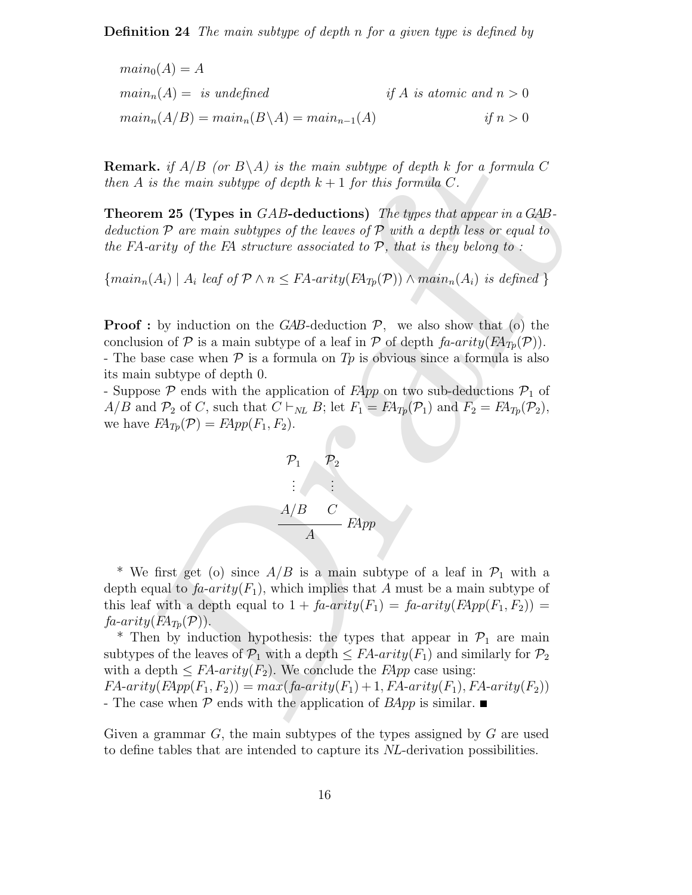**Definition 24** *The main subtype of depth n for a given type is defined by*

$$main_0(A) = A$$

$$main_n(A) = \text{ is undefined} \qquad \text{if } A \text{ is atomic and } n > 0$$

$$main_n(A/B) = main_n(B\backslash A) = main_{n-1}(A) \qquad \text{if } n > 0$$

**Remark.** *if $A/B$ (or $B\backslash A$) is the main subtype of depth $k$ for a formula $C$ then $A$ is the main subtype of depth $k+1$ for this formula $C$.*

**Theorem 25 (Types in $GAB$-deductions)** *The types that appear in a GAB-deduction $\mathcal{P}$ are main subtypes of the leaves of $\mathcal{P}$ with a depth less or equal to the FA-arity of the FA structure associated to $\mathcal{P}$, that is they belong to :*

$$\{main_n(A_i) \mid A_i \text{ leaf of } \mathcal{P} \wedge n \leq \text{FA-arity}(FA_{Tp}(\mathcal{P})) \wedge main_n(A_i) \text{ is defined } \}$$

**Proof :** by induction on the *GAB*-deduction $\mathcal{P}$, we also show that (o) the conclusion of $\mathcal{P}$ is a main subtype of a leaf in $\mathcal{P}$ of depth *fa-arity*$(FA_{Tp}(\mathcal{P}))$.
- The base case when $\mathcal{P}$ is a formula on *Tp* is obvious since a formula is also its main subtype of depth 0.
- Suppose $\mathcal{P}$ ends with the application of *FApp* on two sub-deductions $\mathcal{P}_1$ of $A/B$ and $\mathcal{P}_2$ of $C$, such that $C \vdash_{NL} B$; let $F_1 = FA_{Tp}(\mathcal{P}_1)$ and $F_2 = FA_{Tp}(\mathcal{P}_2)$, we have $FA_{Tp}(\mathcal{P}) = FApp(F_1, F_2)$.

$$\dfrac{\begin{matrix}\mathcal{P}_1 & \mathcal{P}_2 \\ \vdots & \vdots \\ A/B & C\end{matrix}}{A}\ FApp$$

\* We first get (o) since $A/B$ is a main subtype of a leaf in $\mathcal{P}_1$ with a depth equal to *fa-arity*$(F_1)$, which implies that $A$ must be a main subtype of this leaf with a depth equal to $1 +$ *fa-arity*$(F_1) =$ *fa-arity*$(FApp(F_1, F_2)) =$ *fa-arity*$(FA_{Tp}(\mathcal{P}))$.

\* Then by induction hypothesis: the types that appear in $\mathcal{P}_1$ are main subtypes of the leaves of $\mathcal{P}_1$ with a depth $\leq$ *FA-arity*$(F_1)$ and similarly for $\mathcal{P}_2$ with a depth $\leq$ *FA-arity*$(F_2)$. We conclude the *FApp* case using:
*FA-arity*$(FApp(F_1, F_2)) = max($*fa-arity*$(F_1) + 1,$ *FA-arity*$(F_1),$ *FA-arity*$(F_2))$
- The case when $\mathcal{P}$ ends with the application of *BApp* is similar. ∎

Given a grammar $G$, the main subtypes of the types assigned by $G$ are used to define tables that are intended to capture its *NL*-derivation possibilities.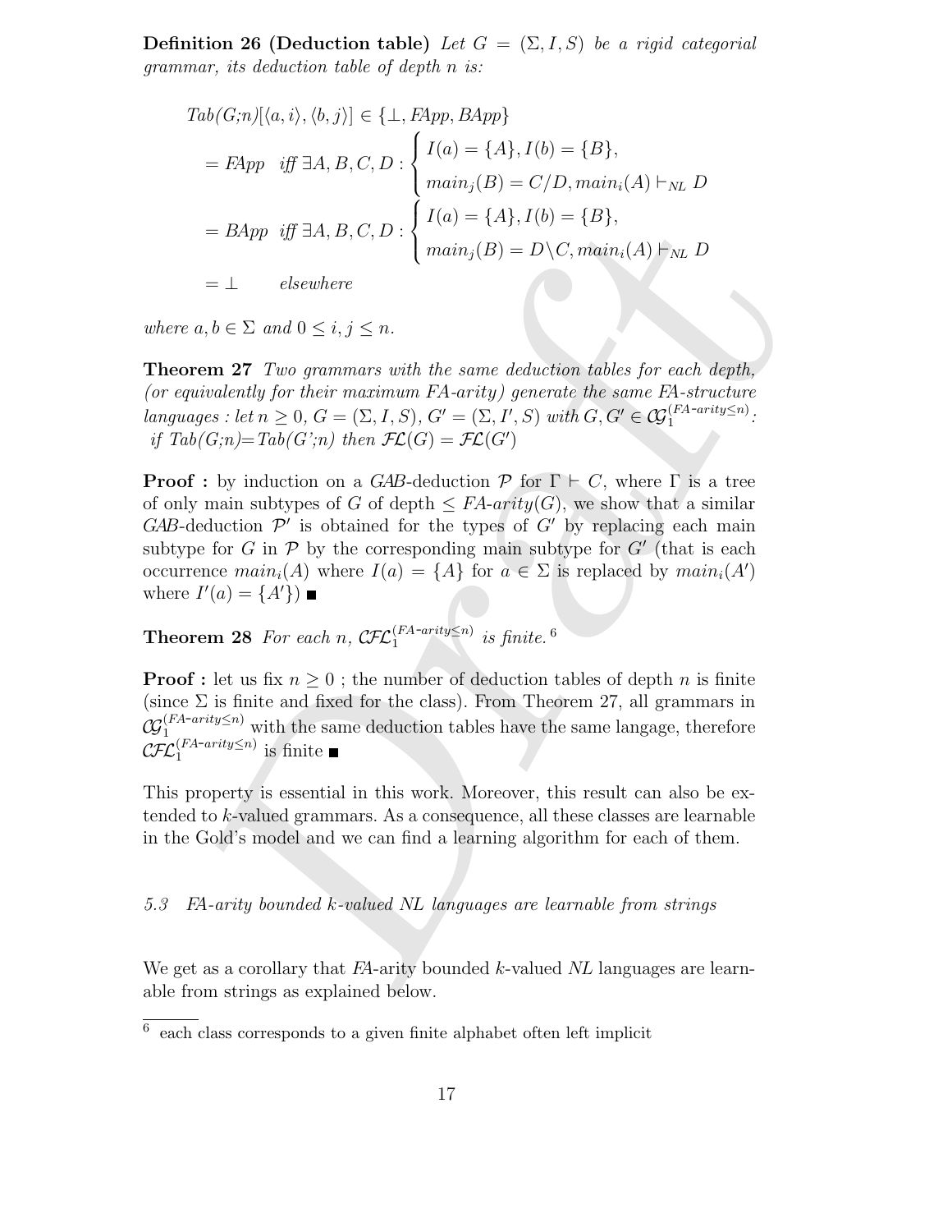**Definition 26 (Deduction table)** *Let $G = (\Sigma, I, S)$ be a rigid categorial grammar, its deduction table of depth $n$ is:*

$$
\begin{aligned}
&Tab(G;n)[\langle a, i\rangle, \langle b, j\rangle] \in \{\bot, FApp, BApp\} \\
&= FApp \quad \textit{iff } \exists A, B, C, D : \begin{cases} I(a) = \{A\}, I(b) = \{B\}, \\ main_j(B) = C/D, main_i(A) \vdash_{NL} D \end{cases} \\
&= BApp \quad \textit{iff } \exists A, B, C, D : \begin{cases} I(a) = \{A\}, I(b) = \{B\}, \\ main_j(B) = D\backslash C, main_i(A) \vdash_{NL} D \end{cases} \\
&= \bot \qquad \textit{elsewhere}
\end{aligned}
$$

*where $a, b \in \Sigma$ and $0 \leq i, j \leq n$.*

**Theorem 27** *Two grammars with the same deduction tables for each depth, (or equivalently for their maximum FA-arity) generate the same FA-structure languages : let $n \geq 0$, $G = (\Sigma, I, S)$, $G' = (\Sigma, I', S)$ with $G, G' \in \mathcal{CG}_1^{(FA\text{-}arity \leq n)}$: if $Tab(G;n)$=$Tab(G';n)$ then $\mathcal{FL}(G) = \mathcal{FL}(G')$*

**Proof :** by induction on a *GAB*-deduction $\mathcal{P}$ for $\Gamma \vdash C$, where $\Gamma$ is a tree of only main subtypes of $G$ of depth $\leq$ *FA-arity*$(G)$, we show that a similar *GAB*-deduction $\mathcal{P}'$ is obtained for the types of $G'$ by replacing each main subtype for $G$ in $\mathcal{P}$ by the corresponding main subtype for $G'$ (that is each occurrence $main_i(A)$ where $I(a) = \{A\}$ for $a \in \Sigma$ is replaced by $main_i(A')$ where $I'(a) = \{A'\}$) ■

**Theorem 28** *For each $n$, $\mathcal{CFL}_1^{(FA\text{-}arity \leq n)}$ is finite.*[6]

**Proof :** let us fix $n \geq 0$ ; the number of deduction tables of depth $n$ is finite (since $\Sigma$ is finite and fixed for the class). From Theorem 27, all grammars in $\mathcal{CG}_1^{(FA\text{-}arity \leq n)}$ with the same deduction tables have the same langage, therefore $\mathcal{CFL}_1^{(FA\text{-}arity \leq n)}$ is finite ■

This property is essential in this work. Moreover, this result can also be extended to $k$-valued grammars. As a consequence, all these classes are learnable in the Gold's model and we can find a learning algorithm for each of them.

### *5.3 FA-arity bounded k-valued NL languages are learnable from strings*

We get as a corollary that *FA*-arity bounded $k$-valued *NL* languages are learnable from strings as explained below.

[6] each class corresponds to a given finite alphabet often left implicit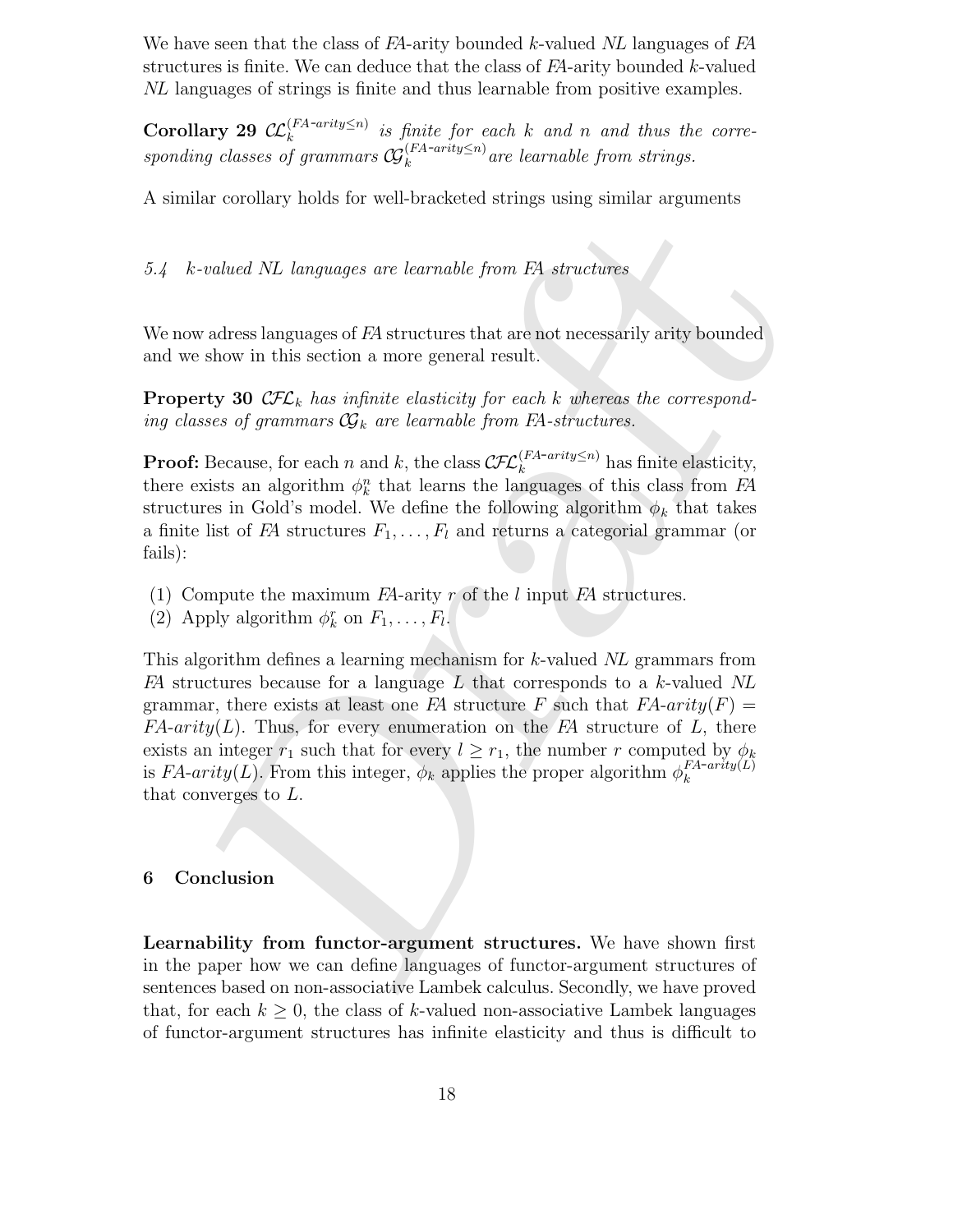We have seen that the class of *FA*-arity bounded $k$-valued *NL* languages of *FA* structures is finite. We can deduce that the class of *FA*-arity bounded $k$-valued *NL* languages of strings is finite and thus learnable from positive examples.

**Corollary 29** *$\mathcal{CL}_k^{(FA\text{-}arity \leq n)}$ is finite for each $k$ and $n$ and thus the corresponding classes of grammars $\mathcal{CG}_k^{(FA\text{-}arity \leq n)}$ are learnable from strings.*

A similar corollary holds for well-bracketed strings using similar arguments

### 5.4 k-valued NL languages are learnable from FA structures

We now adress languages of *FA* structures that are not necessarily arity bounded and we show in this section a more general result.

**Property 30** *$\mathcal{CFL}_k$ has infinite elasticity for each $k$ whereas the corresponding classes of grammars $\mathcal{CG}_k$ are learnable from FA-structures.*

**Proof:** Because, for each $n$ and $k$, the class $\mathcal{CFL}_k^{(FA\text{-}arity \leq n)}$ has finite elasticity, there exists an algorithm $\phi_k^n$ that learns the languages of this class from *FA* structures in Gold's model. We define the following algorithm $\phi_k$ that takes a finite list of *FA* structures $F_1, \ldots, F_l$ and returns a categorial grammar (or fails):

(1) Compute the maximum *FA*-arity $r$ of the $l$ input *FA* structures.
(2) Apply algorithm $\phi_k^r$ on $F_1, \ldots, F_l$.

This algorithm defines a learning mechanism for $k$-valued *NL* grammars from *FA* structures because for a language $L$ that corresponds to a $k$-valued *NL* grammar, there exists at least one *FA* structure $F$ such that $FA\text{-}arity(F) = FA\text{-}arity(L)$. Thus, for every enumeration on the *FA* structure of $L$, there exists an integer $r_1$ such that for every $l \geq r_1$, the number $r$ computed by $\phi_k$ is $FA\text{-}arity(L)$. From this integer, $\phi_k$ applies the proper algorithm $\phi_k^{FA\text{-}arity(L)}$ that converges to $L$.

## 6 Conclusion

**Learnability from functor-argument structures.** We have shown first in the paper how we can define languages of functor-argument structures of sentences based on non-associative Lambek calculus. Secondly, we have proved that, for each $k \geq 0$, the class of $k$-valued non-associative Lambek languages of functor-argument structures has infinite elasticity and thus is difficult to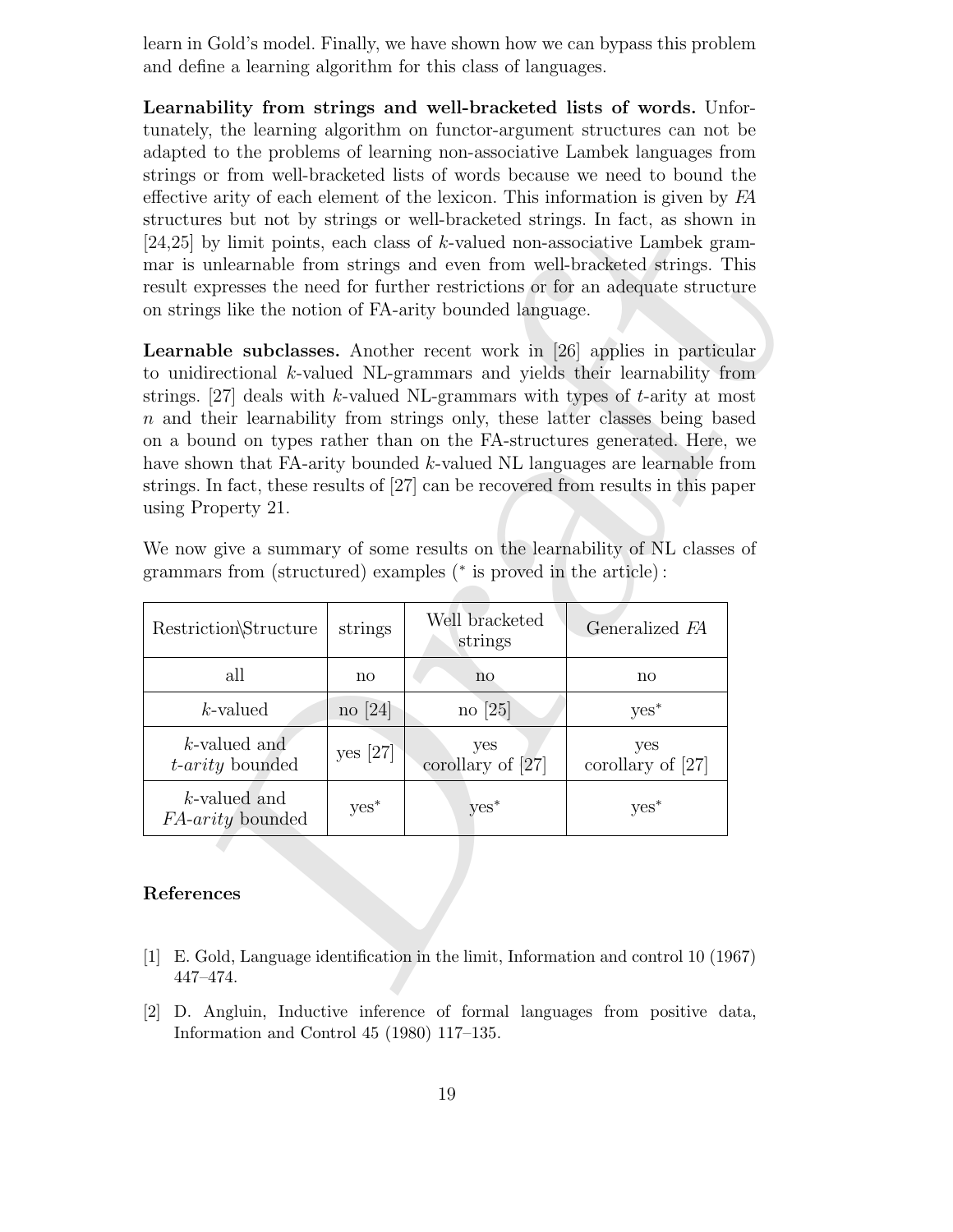learn in Gold's model. Finally, we have shown how we can bypass this problem and define a learning algorithm for this class of languages.

**Learnability from strings and well-bracketed lists of words.** Unfortunately, the learning algorithm on functor-argument structures can not be adapted to the problems of learning non-associative Lambek languages from strings or from well-bracketed lists of words because we need to bound the effective arity of each element of the lexicon. This information is given by *FA* structures but not by strings or well-bracketed strings. In fact, as shown in [24,25] by limit points, each class of $k$-valued non-associative Lambek grammar is unlearnable from strings and even from well-bracketed strings. This result expresses the need for further restrictions or for an adequate structure on strings like the notion of FA-arity bounded language.

**Learnable subclasses.** Another recent work in [26] applies in particular to unidirectional $k$-valued NL-grammars and yields their learnability from strings. [27] deals with $k$-valued NL-grammars with types of $t$-arity at most $n$ and their learnability from strings only, these latter classes being based on a bound on types rather than on the FA-structures generated. Here, we have shown that FA-arity bounded $k$-valued NL languages are learnable from strings. In fact, these results of [27] can be recovered from results in this paper using Property 21.

We now give a summary of some results on the learnability of NL classes of grammars from (structured) examples ($^*$ is proved in the article) :

| Restriction\Structure | strings | Well bracketed strings | Generalized *FA* |
|---|---|---|---|
| all | no | no | no |
| $k$-valued | no [24] | no [25] | yes$^*$ |
| $k$-valued and *t-arity* bounded | yes [27] | yes corollary of [27] | yes corollary of [27] |
| $k$-valued and *FA-arity* bounded | yes$^*$ | yes$^*$ | yes$^*$ |

## References

[1] E. Gold, Language identification in the limit, Information and control 10 (1967) 447–474.

[2] D. Angluin, Inductive inference of formal languages from positive data, Information and Control 45 (1980) 117–135.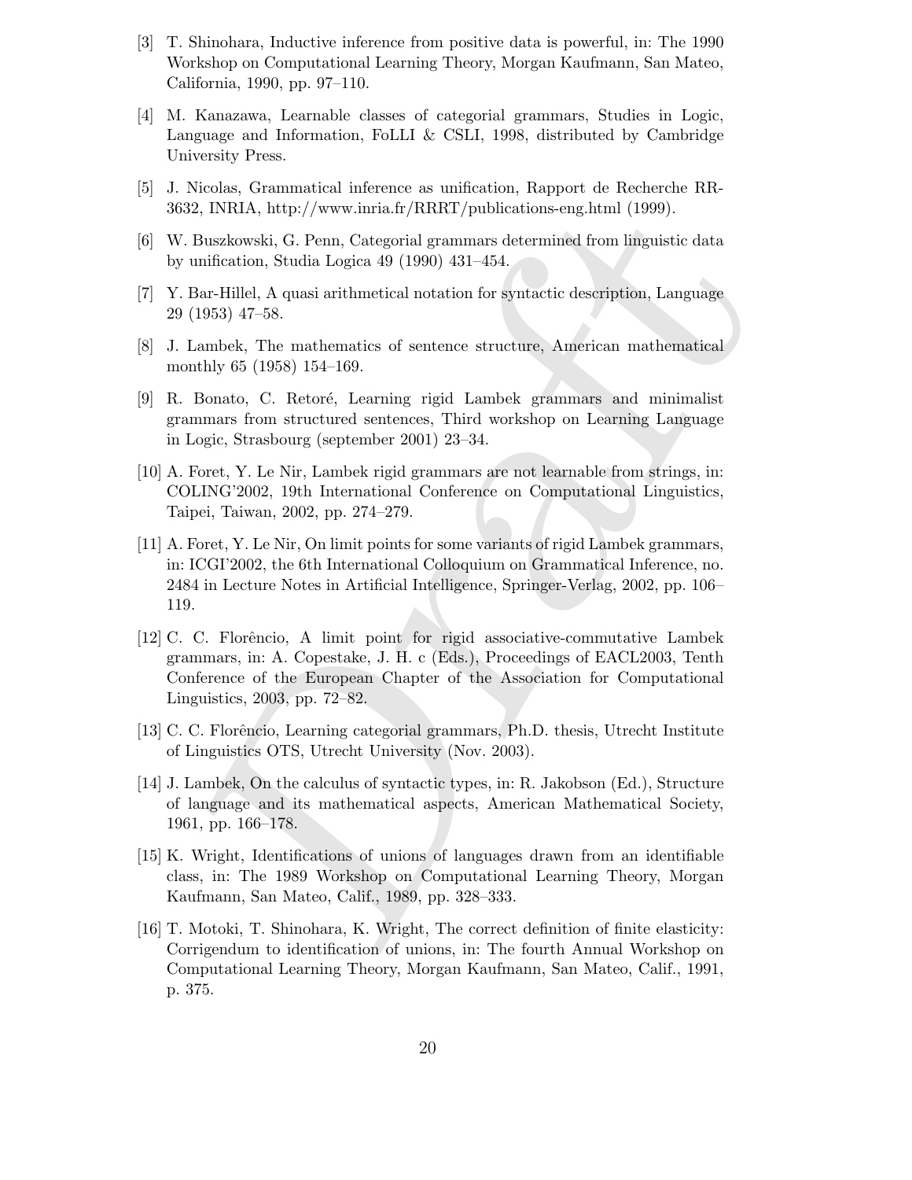[3] T. Shinohara, Inductive inference from positive data is powerful, in: The 1990 Workshop on Computational Learning Theory, Morgan Kaufmann, San Mateo, California, 1990, pp. 97–110.

[4] M. Kanazawa, Learnable classes of categorial grammars, Studies in Logic, Language and Information, FoLLI & CSLI, 1998, distributed by Cambridge University Press.

[5] J. Nicolas, Grammatical inference as unification, Rapport de Recherche RR-3632, INRIA, http://www.inria.fr/RRRT/publications-eng.html (1999).

[6] W. Buszkowski, G. Penn, Categorial grammars determined from linguistic data by unification, Studia Logica 49 (1990) 431–454.

[7] Y. Bar-Hillel, A quasi arithmetical notation for syntactic description, Language 29 (1953) 47–58.

[8] J. Lambek, The mathematics of sentence structure, American mathematical monthly 65 (1958) 154–169.

[9] R. Bonato, C. Retoré, Learning rigid Lambek grammars and minimalist grammars from structured sentences, Third workshop on Learning Language in Logic, Strasbourg (september 2001) 23–34.

[10] A. Foret, Y. Le Nir, Lambek rigid grammars are not learnable from strings, in: COLING'2002, 19th International Conference on Computational Linguistics, Taipei, Taiwan, 2002, pp. 274–279.

[11] A. Foret, Y. Le Nir, On limit points for some variants of rigid Lambek grammars, in: ICGI'2002, the 6th International Colloquium on Grammatical Inference, no. 2484 in Lecture Notes in Artificial Intelligence, Springer-Verlag, 2002, pp. 106–119.

[12] C. C. Florêncio, A limit point for rigid associative-commutative Lambek grammars, in: A. Copestake, J. H. c (Eds.), Proceedings of EACL2003, Tenth Conference of the European Chapter of the Association for Computational Linguistics, 2003, pp. 72–82.

[13] C. C. Florêncio, Learning categorial grammars, Ph.D. thesis, Utrecht Institute of Linguistics OTS, Utrecht University (Nov. 2003).

[14] J. Lambek, On the calculus of syntactic types, in: R. Jakobson (Ed.), Structure of language and its mathematical aspects, American Mathematical Society, 1961, pp. 166–178.

[15] K. Wright, Identifications of unions of languages drawn from an identifiable class, in: The 1989 Workshop on Computational Learning Theory, Morgan Kaufmann, San Mateo, Calif., 1989, pp. 328–333.

[16] T. Motoki, T. Shinohara, K. Wright, The correct definition of finite elasticity: Corrigendum to identification of unions, in: The fourth Annual Workshop on Computational Learning Theory, Morgan Kaufmann, San Mateo, Calif., 1991, p. 375.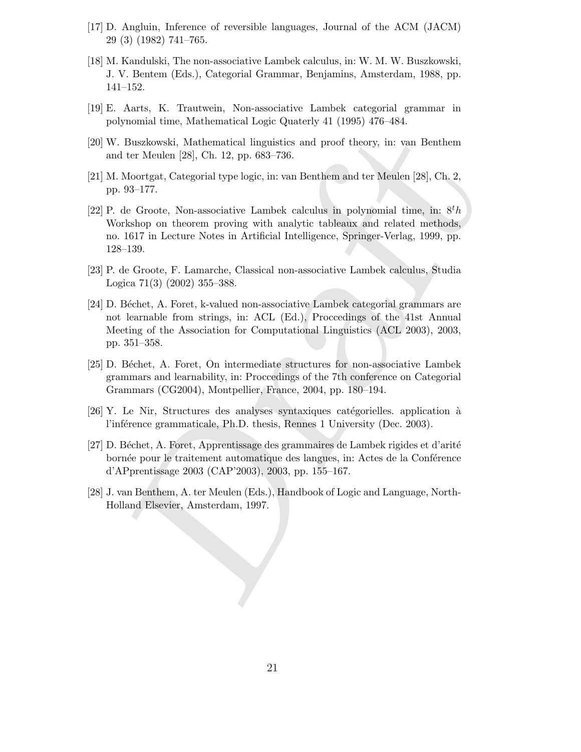[17] D. Angluin, Inference of reversible languages, Journal of the ACM (JACM) 29 (3) (1982) 741–765.

[18] M. Kandulski, The non-associative Lambek calculus, in: W. M. W. Buszkowski, J. V. Bentem (Eds.), Categorial Grammar, Benjamins, Amsterdam, 1988, pp. 141–152.

[19] E. Aarts, K. Trautwein, Non-associative Lambek categorial grammar in polynomial time, Mathematical Logic Quaterly 41 (1995) 476–484.

[20] W. Buszkowski, Mathematical linguistics and proof theory, in: van Benthem and ter Meulen [28], Ch. 12, pp. 683–736.

[21] M. Moortgat, Categorial type logic, in: van Benthem and ter Meulen [28], Ch. 2, pp. 93–177.

[22] P. de Groote, Non-associative Lambek calculus in polynomial time, in: $8^t h$ Workshop on theorem proving with analytic tableaux and related methods, no. 1617 in Lecture Notes in Artificial Intelligence, Springer-Verlag, 1999, pp. 128–139.

[23] P. de Groote, F. Lamarche, Classical non-associative Lambek calculus, Studia Logica 71(3) (2002) 355–388.

[24] D. Béchet, A. Foret, k-valued non-associative Lambek categorial grammars are not learnable from strings, in: ACL (Ed.), Proccedings of the 41st Annual Meeting of the Association for Computational Linguistics (ACL 2003), 2003, pp. 351–358.

[25] D. Béchet, A. Foret, On intermediate structures for non-associative Lambek grammars and learnability, in: Proccedings of the 7th conference on Categorial Grammars (CG2004), Montpellier, France, 2004, pp. 180–194.

[26] Y. Le Nir, Structures des analyses syntaxiques catégorielles. application à l'inférence grammaticale, Ph.D. thesis, Rennes 1 University (Dec. 2003).

[27] D. Béchet, A. Foret, Apprentissage des grammaires de Lambek rigides et d'arité bornée pour le traitement automatique des langues, in: Actes de la Conférence d'APprentissage 2003 (CAP'2003), 2003, pp. 155–167.

[28] J. van Benthem, A. ter Meulen (Eds.), Handbook of Logic and Language, North-Holland Elsevier, Amsterdam, 1997.